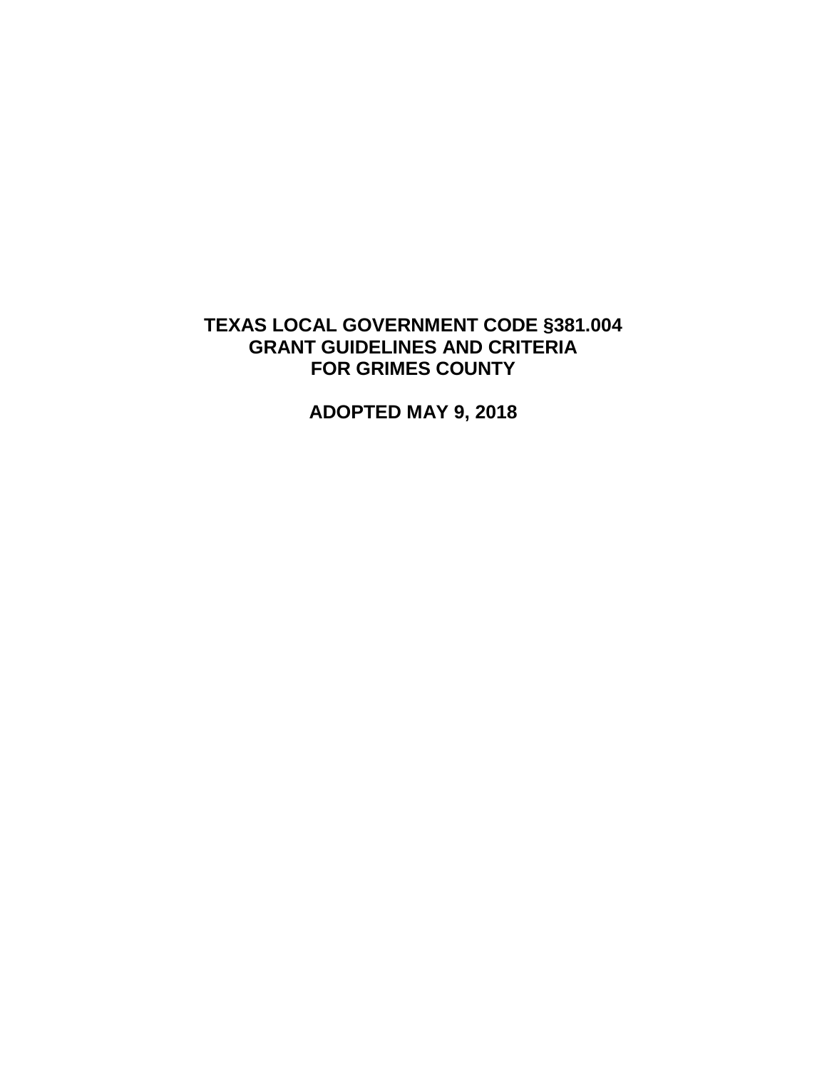# TEXAS LOCAL GOVERNMENT CODE §381.004
# GRANT GUIDELINES AND CRITERIA
# FOR GRIMES COUNTY

## ADOPTED MAY 9, 2018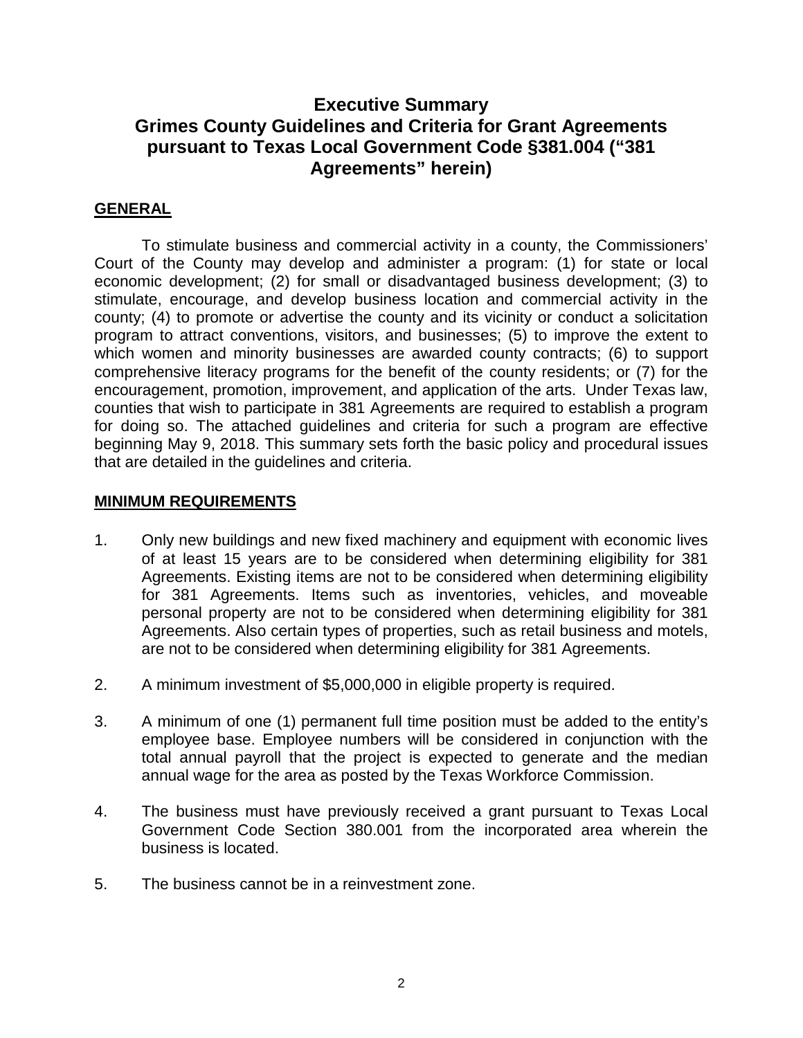# Executive Summary
# Grimes County Guidelines and Criteria for Grant Agreements pursuant to Texas Local Government Code §381.004 ("381 Agreements" herein)

## GENERAL

To stimulate business and commercial activity in a county, the Commissioners' Court of the County may develop and administer a program: (1) for state or local economic development; (2) for small or disadvantaged business development; (3) to stimulate, encourage, and develop business location and commercial activity in the county; (4) to promote or advertise the county and its vicinity or conduct a solicitation program to attract conventions, visitors, and businesses; (5) to improve the extent to which women and minority businesses are awarded county contracts; (6) to support comprehensive literacy programs for the benefit of the county residents; or (7) for the encouragement, promotion, improvement, and application of the arts. Under Texas law, counties that wish to participate in 381 Agreements are required to establish a program for doing so. The attached guidelines and criteria for such a program are effective beginning May 9, 2018. This summary sets forth the basic policy and procedural issues that are detailed in the guidelines and criteria.

## MINIMUM REQUIREMENTS

1. Only new buildings and new fixed machinery and equipment with economic lives of at least 15 years are to be considered when determining eligibility for 381 Agreements. Existing items are not to be considered when determining eligibility for 381 Agreements. Items such as inventories, vehicles, and moveable personal property are not to be considered when determining eligibility for 381 Agreements. Also certain types of properties, such as retail business and motels, are not to be considered when determining eligibility for 381 Agreements.

2. A minimum investment of $5,000,000 in eligible property is required.

3. A minimum of one (1) permanent full time position must be added to the entity's employee base. Employee numbers will be considered in conjunction with the total annual payroll that the project is expected to generate and the median annual wage for the area as posted by the Texas Workforce Commission.

4. The business must have previously received a grant pursuant to Texas Local Government Code Section 380.001 from the incorporated area wherein the business is located.

5. The business cannot be in a reinvestment zone.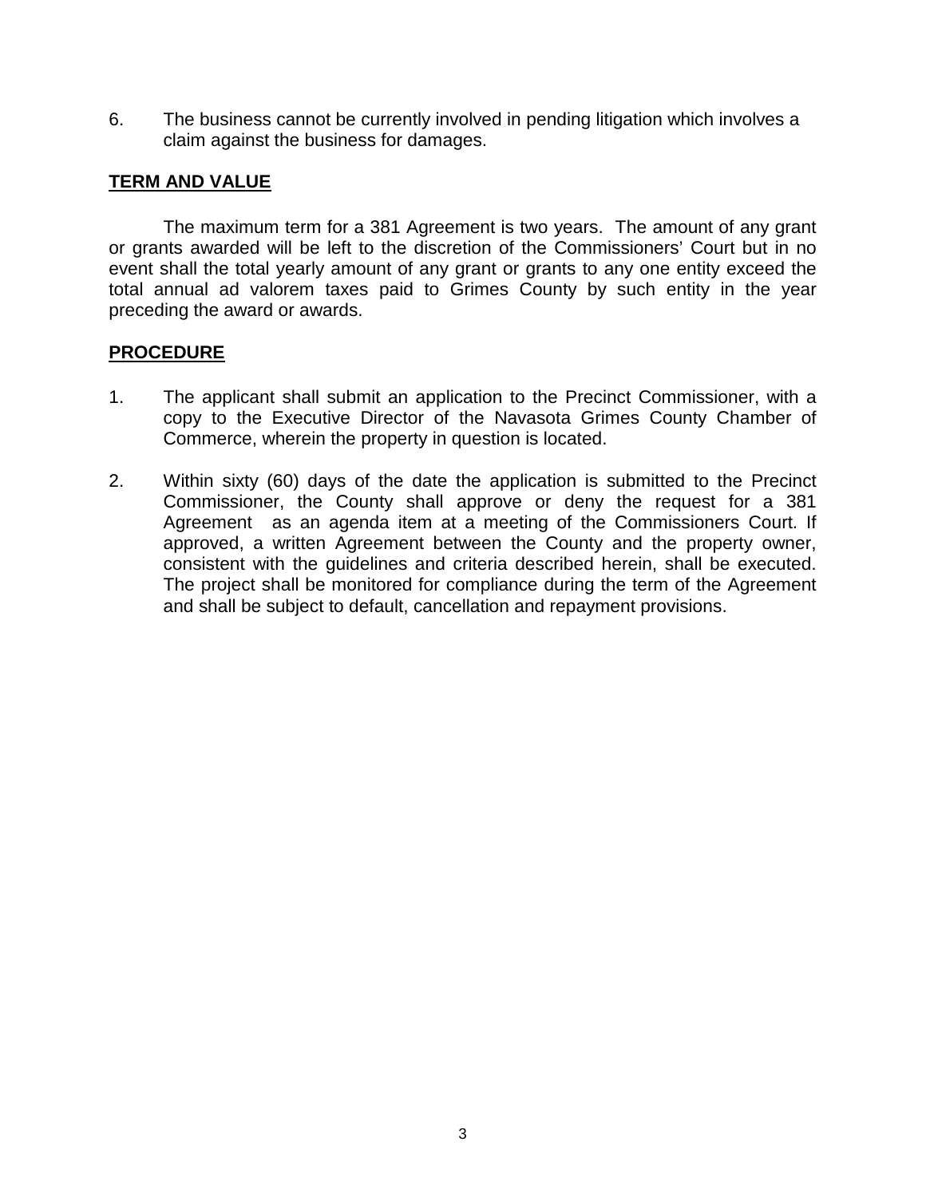6. The business cannot be currently involved in pending litigation which involves a claim against the business for damages.

**<u>TERM AND VALUE</u>**

The maximum term for a 381 Agreement is two years. The amount of any grant or grants awarded will be left to the discretion of the Commissioners' Court but in no event shall the total yearly amount of any grant or grants to any one entity exceed the total annual ad valorem taxes paid to Grimes County by such entity in the year preceding the award or awards.

**<u>PROCEDURE</u>**

1. The applicant shall submit an application to the Precinct Commissioner, with a copy to the Executive Director of the Navasota Grimes County Chamber of Commerce, wherein the property in question is located.

2. Within sixty (60) days of the date the application is submitted to the Precinct Commissioner, the County shall approve or deny the request for a 381 Agreement as an agenda item at a meeting of the Commissioners Court. If approved, a written Agreement between the County and the property owner, consistent with the guidelines and criteria described herein, shall be executed. The project shall be monitored for compliance during the term of the Agreement and shall be subject to default, cancellation and repayment provisions.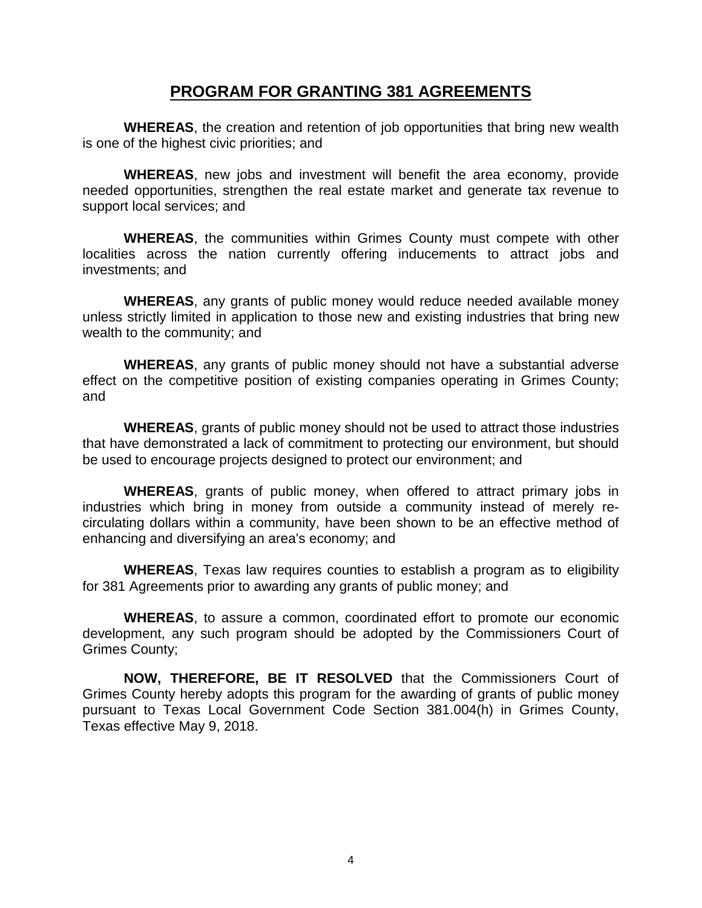# PROGRAM FOR GRANTING 381 AGREEMENTS

**WHEREAS**, the creation and retention of job opportunities that bring new wealth is one of the highest civic priorities; and

**WHEREAS**, new jobs and investment will benefit the area economy, provide needed opportunities, strengthen the real estate market and generate tax revenue to support local services; and

**WHEREAS**, the communities within Grimes County must compete with other localities across the nation currently offering inducements to attract jobs and investments; and

**WHEREAS**, any grants of public money would reduce needed available money unless strictly limited in application to those new and existing industries that bring new wealth to the community; and

**WHEREAS**, any grants of public money should not have a substantial adverse effect on the competitive position of existing companies operating in Grimes County; and

**WHEREAS**, grants of public money should not be used to attract those industries that have demonstrated a lack of commitment to protecting our environment, but should be used to encourage projects designed to protect our environment; and

**WHEREAS**, grants of public money, when offered to attract primary jobs in industries which bring in money from outside a community instead of merely re-circulating dollars within a community, have been shown to be an effective method of enhancing and diversifying an area's economy; and

**WHEREAS**, Texas law requires counties to establish a program as to eligibility for 381 Agreements prior to awarding any grants of public money; and

**WHEREAS**, to assure a common, coordinated effort to promote our economic development, any such program should be adopted by the Commissioners Court of Grimes County;

**NOW, THEREFORE, BE IT RESOLVED** that the Commissioners Court of Grimes County hereby adopts this program for the awarding of grants of public money pursuant to Texas Local Government Code Section 381.004(h) in Grimes County, Texas effective May 9, 2018.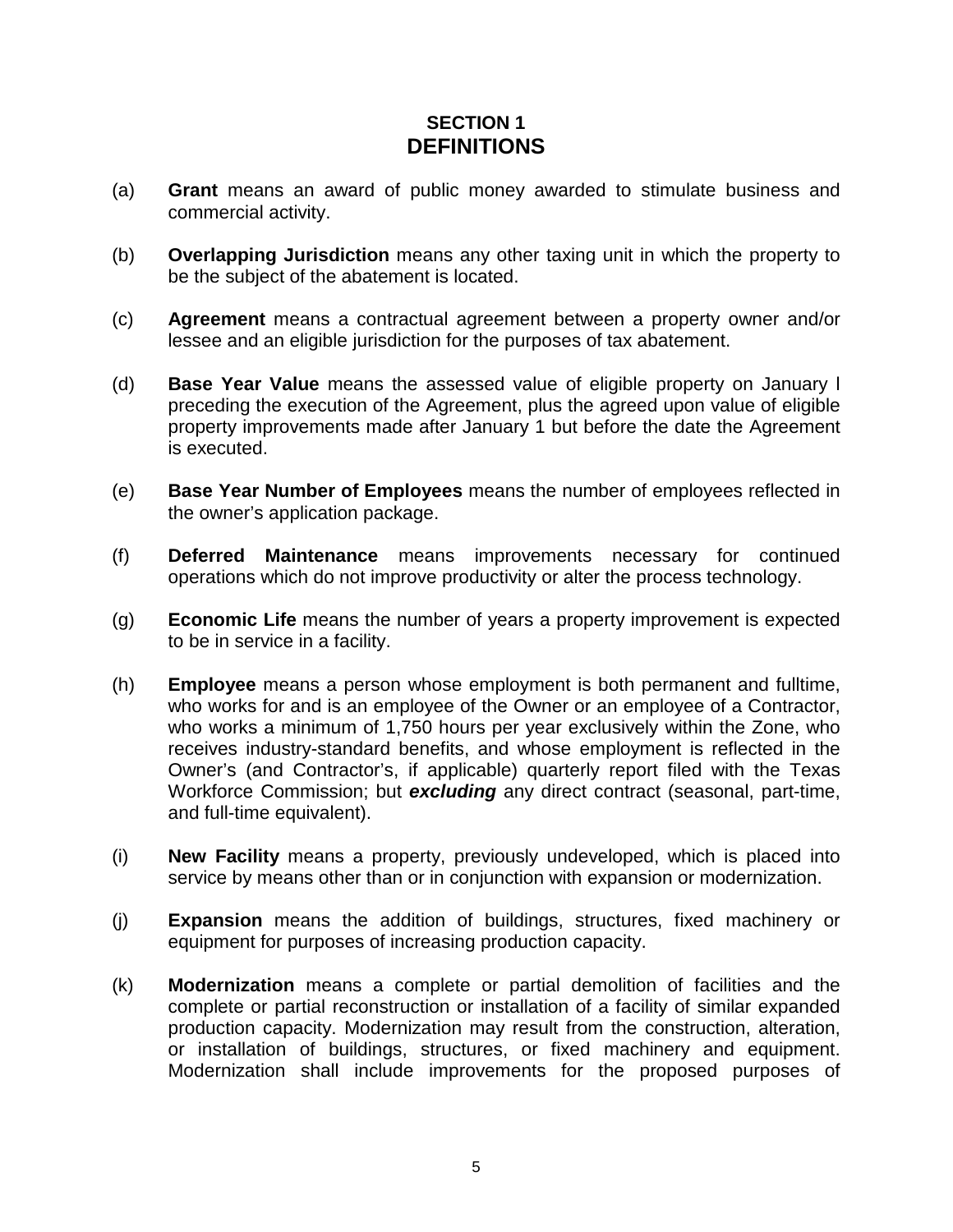# SECTION 1
## DEFINITIONS

(a) **Grant** means an award of public money awarded to stimulate business and commercial activity.

(b) **Overlapping Jurisdiction** means any other taxing unit in which the property to be the subject of the abatement is located.

(c) **Agreement** means a contractual agreement between a property owner and/or lessee and an eligible jurisdiction for the purposes of tax abatement.

(d) **Base Year Value** means the assessed value of eligible property on January l preceding the execution of the Agreement, plus the agreed upon value of eligible property improvements made after January 1 but before the date the Agreement is executed.

(e) **Base Year Number of Employees** means the number of employees reflected in the owner's application package.

(f) **Deferred Maintenance** means improvements necessary for continued operations which do not improve productivity or alter the process technology.

(g) **Economic Life** means the number of years a property improvement is expected to be in service in a facility.

(h) **Employee** means a person whose employment is both permanent and fulltime, who works for and is an employee of the Owner or an employee of a Contractor, who works a minimum of 1,750 hours per year exclusively within the Zone, who receives industry-standard benefits, and whose employment is reflected in the Owner's (and Contractor's, if applicable) quarterly report filed with the Texas Workforce Commission; but ***excluding*** any direct contract (seasonal, part-time, and full-time equivalent).

(i) **New Facility** means a property, previously undeveloped, which is placed into service by means other than or in conjunction with expansion or modernization.

(j) **Expansion** means the addition of buildings, structures, fixed machinery or equipment for purposes of increasing production capacity.

(k) **Modernization** means a complete or partial demolition of facilities and the complete or partial reconstruction or installation of a facility of similar expanded production capacity. Modernization may result from the construction, alteration, or installation of buildings, structures, or fixed machinery and equipment. Modernization shall include improvements for the proposed purposes of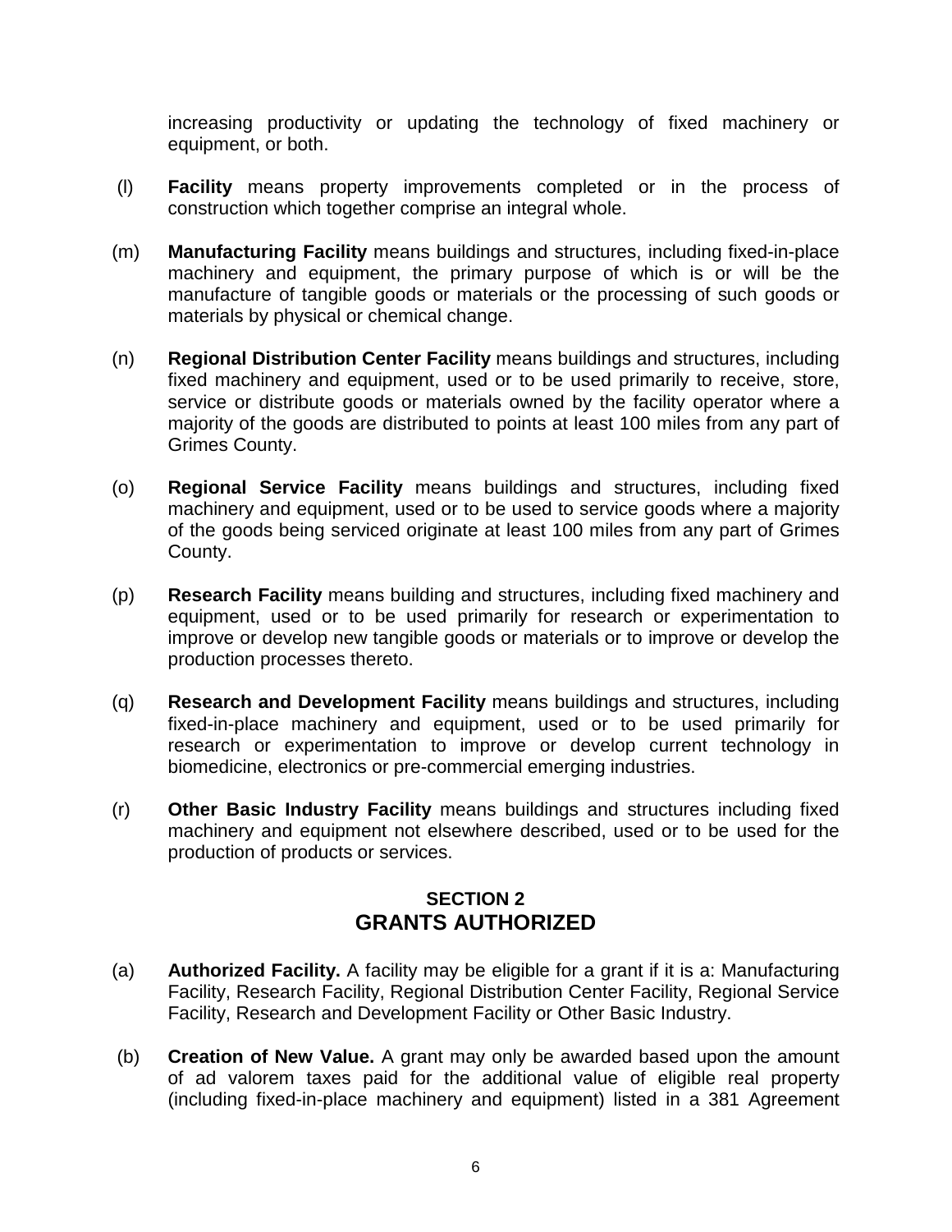increasing productivity or updating the technology of fixed machinery or equipment, or both.

(l) **Facility** means property improvements completed or in the process of construction which together comprise an integral whole.

(m) **Manufacturing Facility** means buildings and structures, including fixed-in-place machinery and equipment, the primary purpose of which is or will be the manufacture of tangible goods or materials or the processing of such goods or materials by physical or chemical change.

(n) **Regional Distribution Center Facility** means buildings and structures, including fixed machinery and equipment, used or to be used primarily to receive, store, service or distribute goods or materials owned by the facility operator where a majority of the goods are distributed to points at least 100 miles from any part of Grimes County.

(o) **Regional Service Facility** means buildings and structures, including fixed machinery and equipment, used or to be used to service goods where a majority of the goods being serviced originate at least 100 miles from any part of Grimes County.

(p) **Research Facility** means building and structures, including fixed machinery and equipment, used or to be used primarily for research or experimentation to improve or develop new tangible goods or materials or to improve or develop the production processes thereto.

(q) **Research and Development Facility** means buildings and structures, including fixed-in-place machinery and equipment, used or to be used primarily for research or experimentation to improve or develop current technology in biomedicine, electronics or pre-commercial emerging industries.

(r) **Other Basic Industry Facility** means buildings and structures including fixed machinery and equipment not elsewhere described, used or to be used for the production of products or services.

## SECTION 2
## GRANTS AUTHORIZED

(a) **Authorized Facility.** A facility may be eligible for a grant if it is a: Manufacturing Facility, Research Facility, Regional Distribution Center Facility, Regional Service Facility, Research and Development Facility or Other Basic Industry.

(b) **Creation of New Value.** A grant may only be awarded based upon the amount of ad valorem taxes paid for the additional value of eligible real property (including fixed-in-place machinery and equipment) listed in a 381 Agreement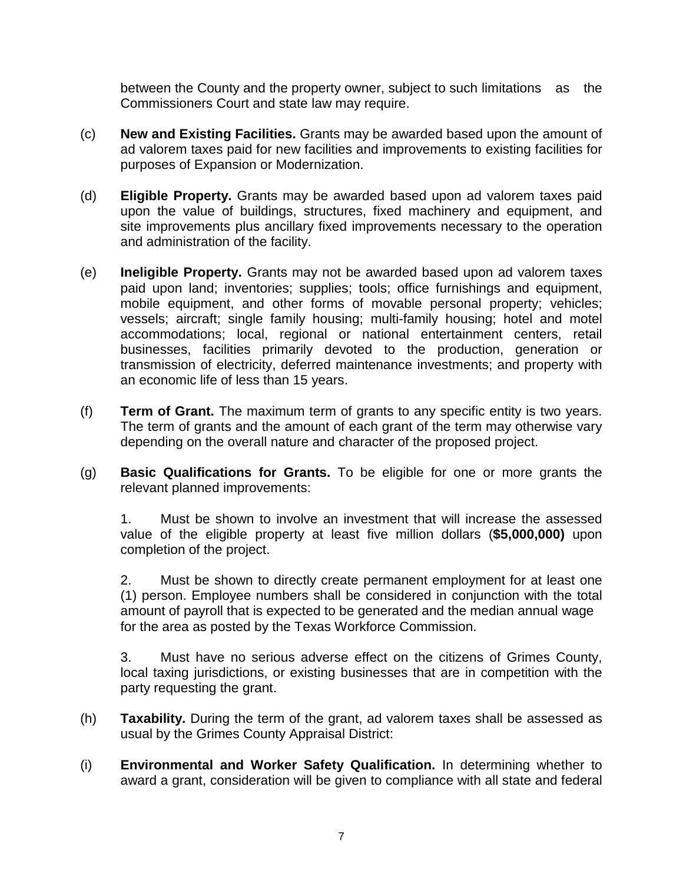between the County and the property owner, subject to such limitations as the Commissioners Court and state law may require.

(c) **New and Existing Facilities.** Grants may be awarded based upon the amount of ad valorem taxes paid for new facilities and improvements to existing facilities for purposes of Expansion or Modernization.

(d) **Eligible Property.** Grants may be awarded based upon ad valorem taxes paid upon the value of buildings, structures, fixed machinery and equipment, and site improvements plus ancillary fixed improvements necessary to the operation and administration of the facility.

(e) **Ineligible Property.** Grants may not be awarded based upon ad valorem taxes paid upon land; inventories; supplies; tools; office furnishings and equipment, mobile equipment, and other forms of movable personal property; vehicles; vessels; aircraft; single family housing; multi-family housing; hotel and motel accommodations; local, regional or national entertainment centers, retail businesses, facilities primarily devoted to the production, generation or transmission of electricity, deferred maintenance investments; and property with an economic life of less than 15 years.

(f) **Term of Grant.** The maximum term of grants to any specific entity is two years. The term of grants and the amount of each grant of the term may otherwise vary depending on the overall nature and character of the proposed project.

(g) **Basic Qualifications for Grants.** To be eligible for one or more grants the relevant planned improvements:

1. Must be shown to involve an investment that will increase the assessed value of the eligible property at least five million dollars (**$5,000,000)** upon completion of the project.

2. Must be shown to directly create permanent employment for at least one (1) person. Employee numbers shall be considered in conjunction with the total amount of payroll that is expected to be generated and the median annual wage for the area as posted by the Texas Workforce Commission.

3. Must have no serious adverse effect on the citizens of Grimes County, local taxing jurisdictions, or existing businesses that are in competition with the party requesting the grant.

(h) **Taxability.** During the term of the grant, ad valorem taxes shall be assessed as usual by the Grimes County Appraisal District:

(i) **Environmental and Worker Safety Qualification.** In determining whether to award a grant, consideration will be given to compliance with all state and federal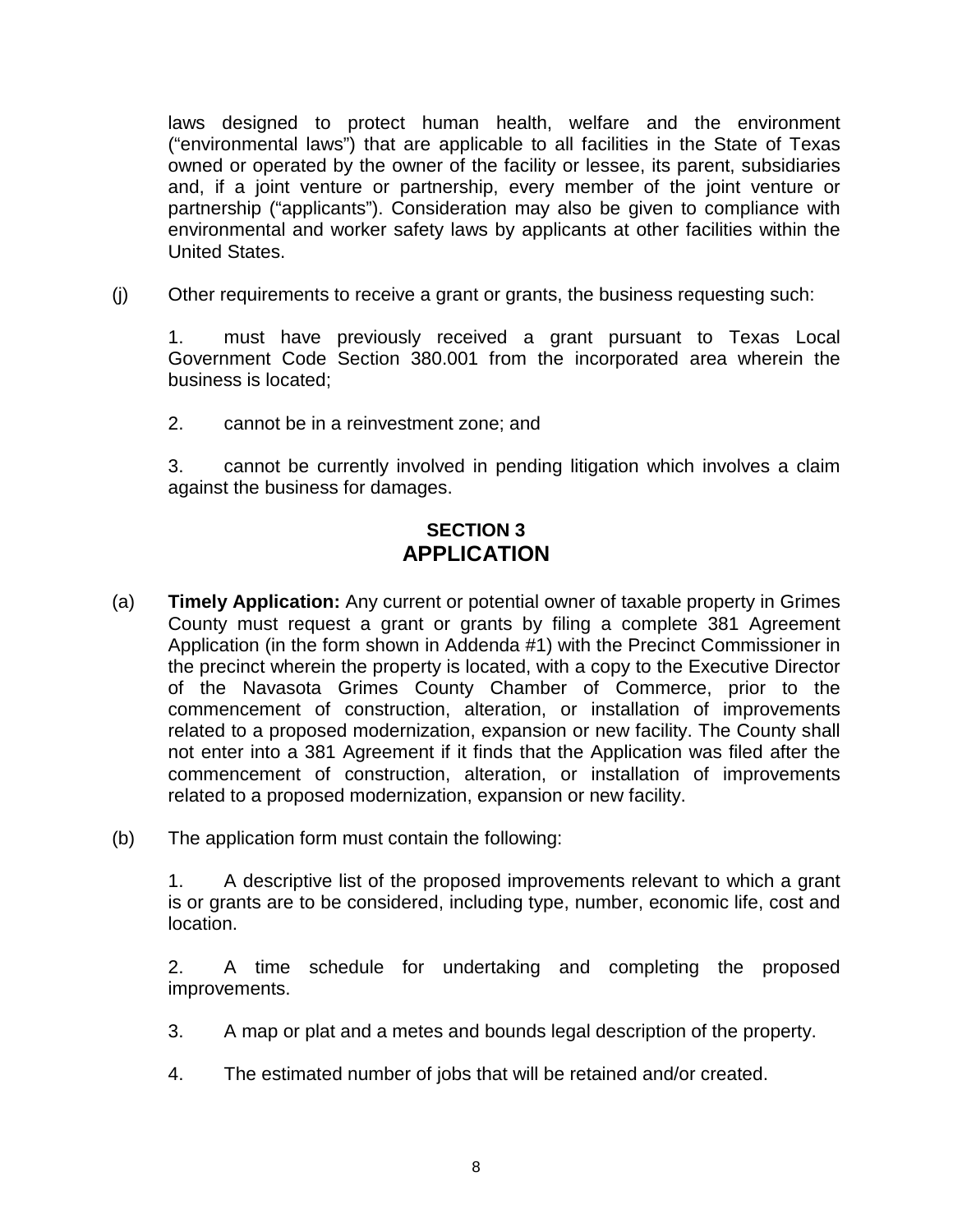laws designed to protect human health, welfare and the environment ("environmental laws") that are applicable to all facilities in the State of Texas owned or operated by the owner of the facility or lessee, its parent, subsidiaries and, if a joint venture or partnership, every member of the joint venture or partnership ("applicants"). Consideration may also be given to compliance with environmental and worker safety laws by applicants at other facilities within the United States.

(j) Other requirements to receive a grant or grants, the business requesting such:

1. must have previously received a grant pursuant to Texas Local Government Code Section 380.001 from the incorporated area wherein the business is located;

2. cannot be in a reinvestment zone; and

3. cannot be currently involved in pending litigation which involves a claim against the business for damages.

## SECTION 3
## APPLICATION

(a) **Timely Application:** Any current or potential owner of taxable property in Grimes County must request a grant or grants by filing a complete 381 Agreement Application (in the form shown in Addenda #1) with the Precinct Commissioner in the precinct wherein the property is located, with a copy to the Executive Director of the Navasota Grimes County Chamber of Commerce, prior to the commencement of construction, alteration, or installation of improvements related to a proposed modernization, expansion or new facility. The County shall not enter into a 381 Agreement if it finds that the Application was filed after the commencement of construction, alteration, or installation of improvements related to a proposed modernization, expansion or new facility.

(b) The application form must contain the following:

1. A descriptive list of the proposed improvements relevant to which a grant is or grants are to be considered, including type, number, economic life, cost and location.

2. A time schedule for undertaking and completing the proposed improvements.

3. A map or plat and a metes and bounds legal description of the property.

4. The estimated number of jobs that will be retained and/or created.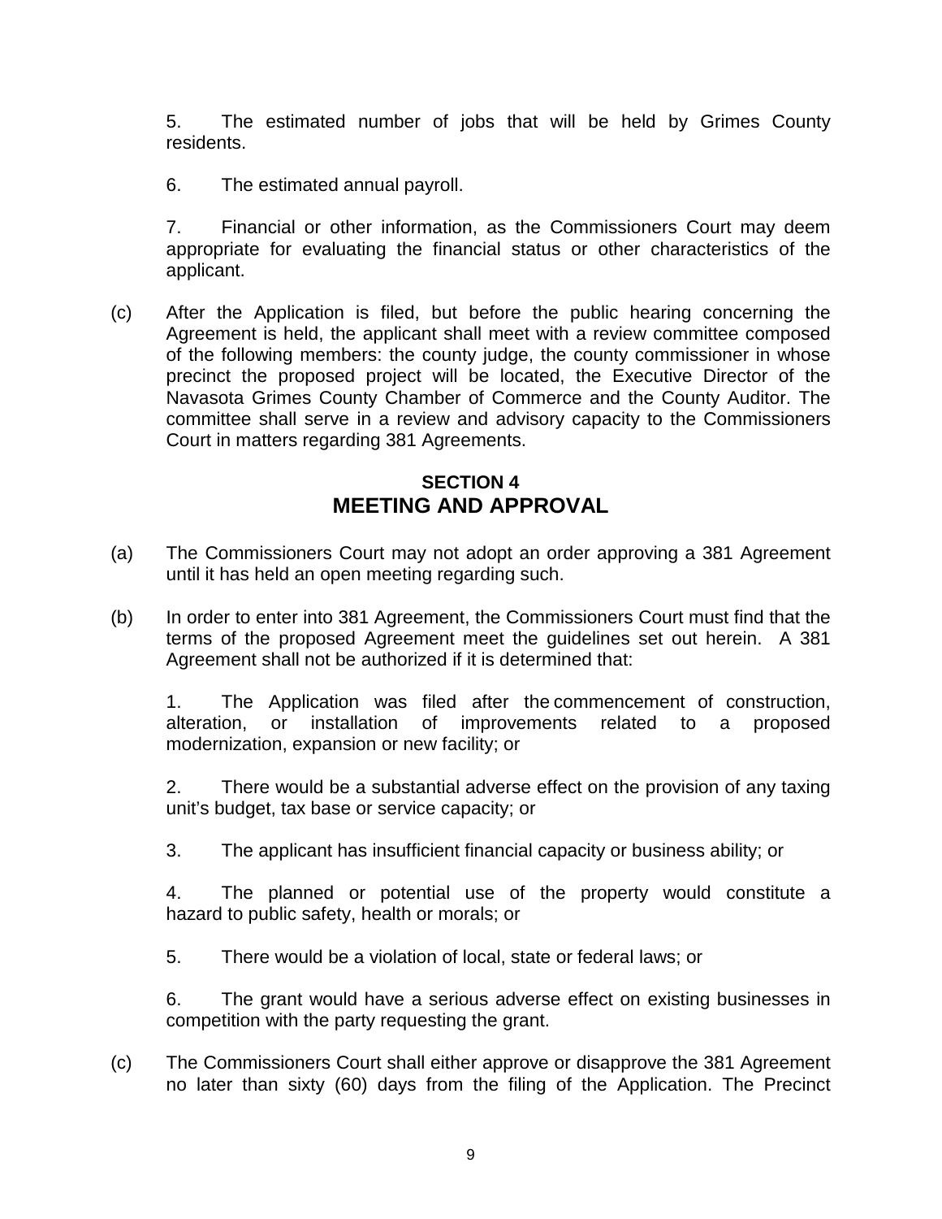5. The estimated number of jobs that will be held by Grimes County residents.

6. The estimated annual payroll.

7. Financial or other information, as the Commissioners Court may deem appropriate for evaluating the financial status or other characteristics of the applicant.

(c) After the Application is filed, but before the public hearing concerning the Agreement is held, the applicant shall meet with a review committee composed of the following members: the county judge, the county commissioner in whose precinct the proposed project will be located, the Executive Director of the Navasota Grimes County Chamber of Commerce and the County Auditor. The committee shall serve in a review and advisory capacity to the Commissioners Court in matters regarding 381 Agreements.

## SECTION 4
## MEETING AND APPROVAL

(a) The Commissioners Court may not adopt an order approving a 381 Agreement until it has held an open meeting regarding such.

(b) In order to enter into 381 Agreement, the Commissioners Court must find that the terms of the proposed Agreement meet the guidelines set out herein. A 381 Agreement shall not be authorized if it is determined that:

1. The Application was filed after the commencement of construction, alteration, or installation of improvements related to a proposed modernization, expansion or new facility; or

2. There would be a substantial adverse effect on the provision of any taxing unit's budget, tax base or service capacity; or

3. The applicant has insufficient financial capacity or business ability; or

4. The planned or potential use of the property would constitute a hazard to public safety, health or morals; or

5. There would be a violation of local, state or federal laws; or

6. The grant would have a serious adverse effect on existing businesses in competition with the party requesting the grant.

(c) The Commissioners Court shall either approve or disapprove the 381 Agreement no later than sixty (60) days from the filing of the Application. The Precinct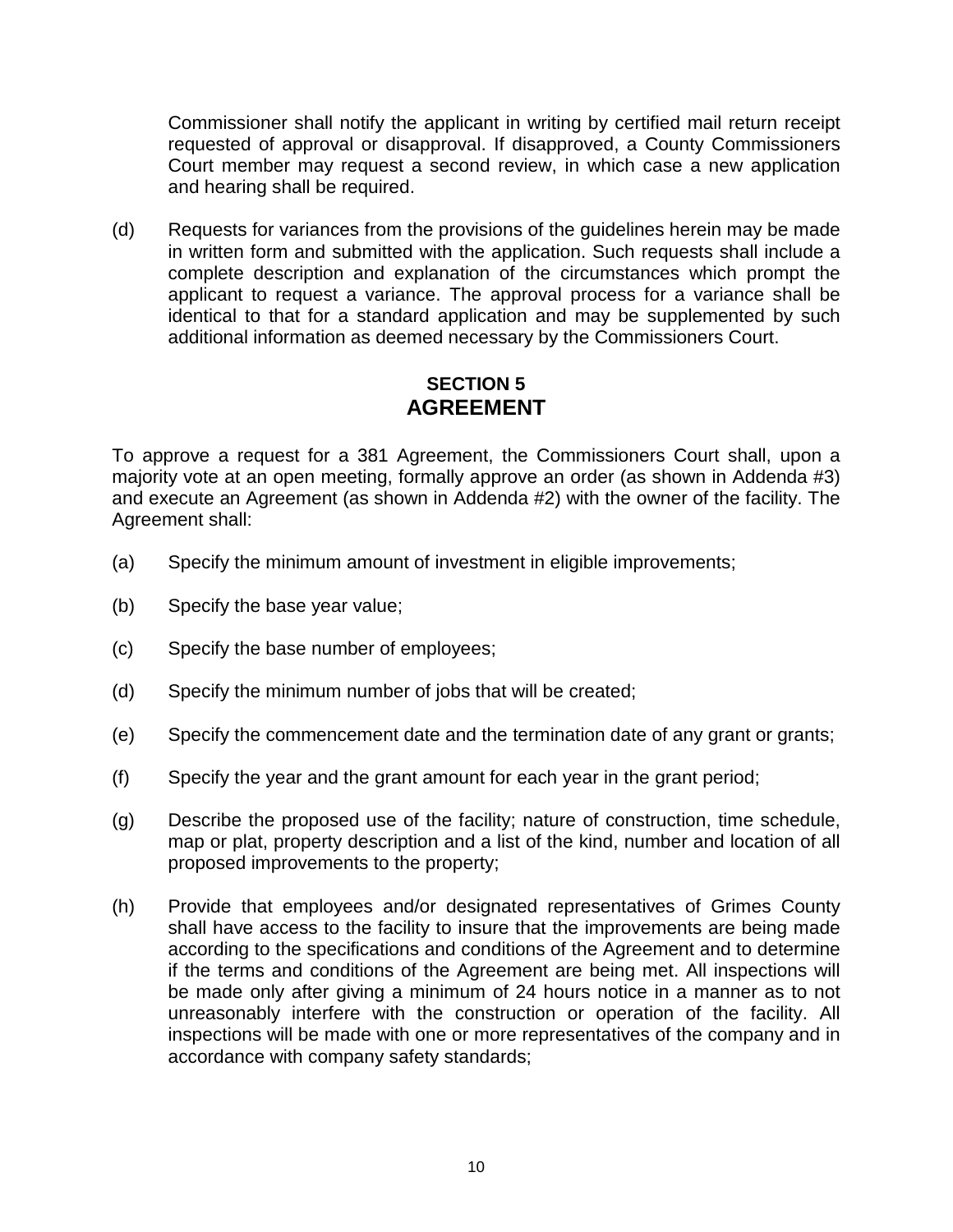Commissioner shall notify the applicant in writing by certified mail return receipt requested of approval or disapproval. If disapproved, a County Commissioners Court member may request a second review, in which case a new application and hearing shall be required.

(d) Requests for variances from the provisions of the guidelines herein may be made in written form and submitted with the application. Such requests shall include a complete description and explanation of the circumstances which prompt the applicant to request a variance. The approval process for a variance shall be identical to that for a standard application and may be supplemented by such additional information as deemed necessary by the Commissioners Court.

## SECTION 5
## AGREEMENT

To approve a request for a 381 Agreement, the Commissioners Court shall, upon a majority vote at an open meeting, formally approve an order (as shown in Addenda #3) and execute an Agreement (as shown in Addenda #2) with the owner of the facility. The Agreement shall:

(a) Specify the minimum amount of investment in eligible improvements;

(b) Specify the base year value;

(c) Specify the base number of employees;

(d) Specify the minimum number of jobs that will be created;

(e) Specify the commencement date and the termination date of any grant or grants;

(f) Specify the year and the grant amount for each year in the grant period;

(g) Describe the proposed use of the facility; nature of construction, time schedule, map or plat, property description and a list of the kind, number and location of all proposed improvements to the property;

(h) Provide that employees and/or designated representatives of Grimes County shall have access to the facility to insure that the improvements are being made according to the specifications and conditions of the Agreement and to determine if the terms and conditions of the Agreement are being met. All inspections will be made only after giving a minimum of 24 hours notice in a manner as to not unreasonably interfere with the construction or operation of the facility. All inspections will be made with one or more representatives of the company and in accordance with company safety standards;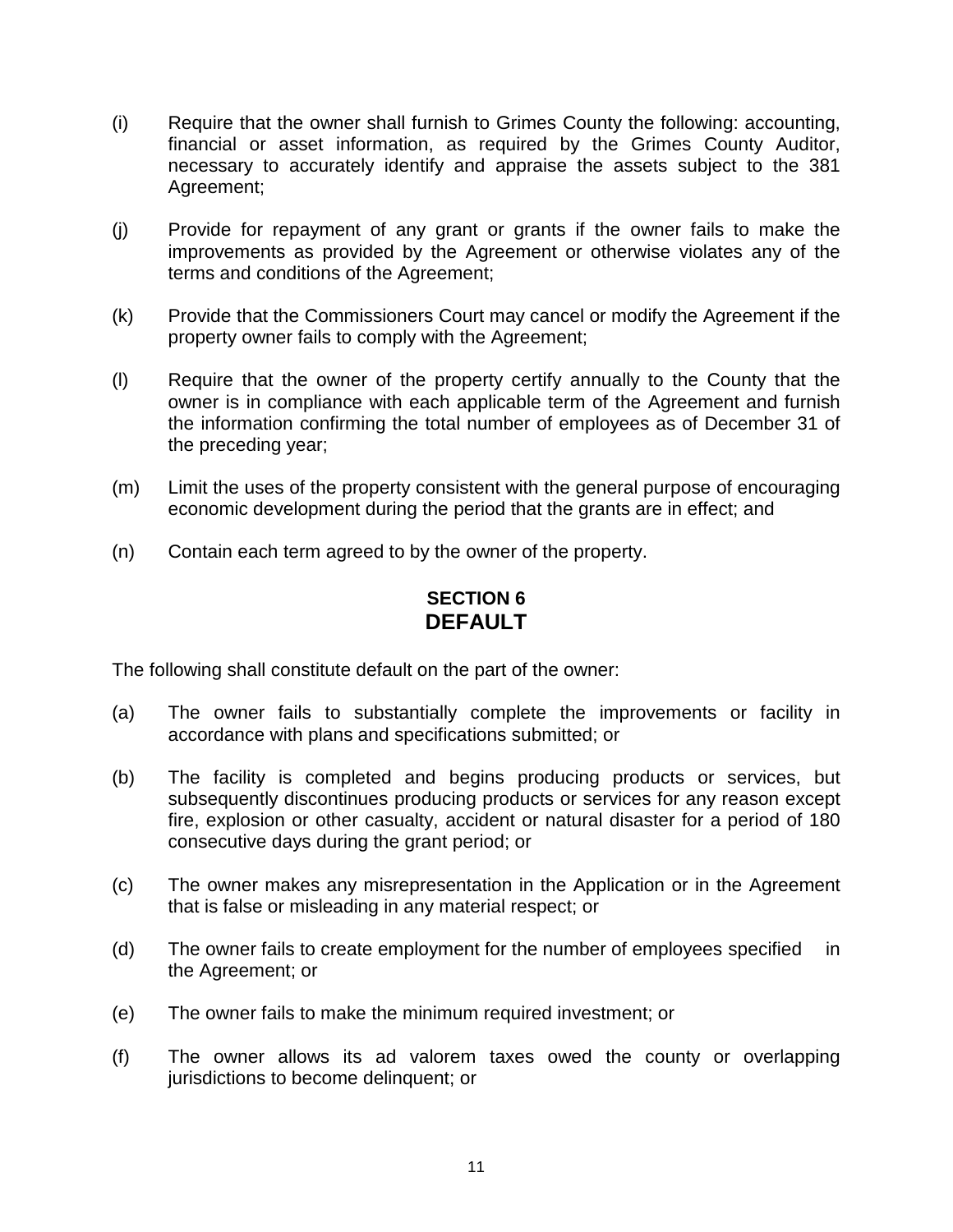(i) Require that the owner shall furnish to Grimes County the following: accounting, financial or asset information, as required by the Grimes County Auditor, necessary to accurately identify and appraise the assets subject to the 381 Agreement;

(j) Provide for repayment of any grant or grants if the owner fails to make the improvements as provided by the Agreement or otherwise violates any of the terms and conditions of the Agreement;

(k) Provide that the Commissioners Court may cancel or modify the Agreement if the property owner fails to comply with the Agreement;

(l) Require that the owner of the property certify annually to the County that the owner is in compliance with each applicable term of the Agreement and furnish the information confirming the total number of employees as of December 31 of the preceding year;

(m) Limit the uses of the property consistent with the general purpose of encouraging economic development during the period that the grants are in effect; and

(n) Contain each term agreed to by the owner of the property.

## SECTION 6
## DEFAULT

The following shall constitute default on the part of the owner:

(a) The owner fails to substantially complete the improvements or facility in accordance with plans and specifications submitted; or

(b) The facility is completed and begins producing products or services, but subsequently discontinues producing products or services for any reason except fire, explosion or other casualty, accident or natural disaster for a period of 180 consecutive days during the grant period; or

(c) The owner makes any misrepresentation in the Application or in the Agreement that is false or misleading in any material respect; or

(d) The owner fails to create employment for the number of employees specified in the Agreement; or

(e) The owner fails to make the minimum required investment; or

(f) The owner allows its ad valorem taxes owed the county or overlapping jurisdictions to become delinquent; or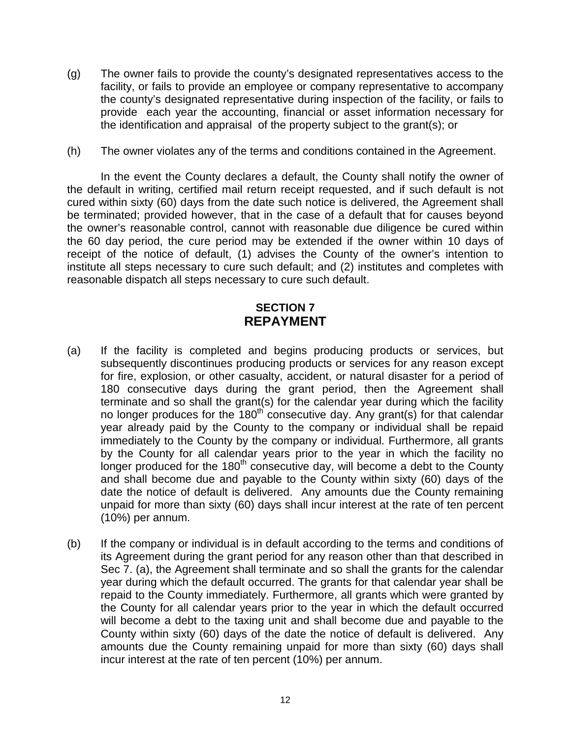(g) The owner fails to provide the county's designated representatives access to the facility, or fails to provide an employee or company representative to accompany the county's designated representative during inspection of the facility, or fails to provide each year the accounting, financial or asset information necessary for the identification and appraisal of the property subject to the grant(s); or

(h) The owner violates any of the terms and conditions contained in the Agreement.

In the event the County declares a default, the County shall notify the owner of the default in writing, certified mail return receipt requested, and if such default is not cured within sixty (60) days from the date such notice is delivered, the Agreement shall be terminated; provided however, that in the case of a default that for causes beyond the owner's reasonable control, cannot with reasonable due diligence be cured within the 60 day period, the cure period may be extended if the owner within 10 days of receipt of the notice of default, (1) advises the County of the owner's intention to institute all steps necessary to cure such default; and (2) institutes and completes with reasonable dispatch all steps necessary to cure such default.

## SECTION 7
## REPAYMENT

(a) If the facility is completed and begins producing products or services, but subsequently discontinues producing products or services for any reason except for fire, explosion, or other casualty, accident, or natural disaster for a period of 180 consecutive days during the grant period, then the Agreement shall terminate and so shall the grant(s) for the calendar year during which the facility no longer produces for the 180th consecutive day. Any grant(s) for that calendar year already paid by the County to the company or individual shall be repaid immediately to the County by the company or individual. Furthermore, all grants by the County for all calendar years prior to the year in which the facility no longer produced for the 180th consecutive day, will become a debt to the County and shall become due and payable to the County within sixty (60) days of the date the notice of default is delivered. Any amounts due the County remaining unpaid for more than sixty (60) days shall incur interest at the rate of ten percent (10%) per annum.

(b) If the company or individual is in default according to the terms and conditions of its Agreement during the grant period for any reason other than that described in Sec 7. (a), the Agreement shall terminate and so shall the grants for the calendar year during which the default occurred. The grants for that calendar year shall be repaid to the County immediately. Furthermore, all grants which were granted by the County for all calendar years prior to the year in which the default occurred will become a debt to the taxing unit and shall become due and payable to the County within sixty (60) days of the date the notice of default is delivered. Any amounts due the County remaining unpaid for more than sixty (60) days shall incur interest at the rate of ten percent (10%) per annum.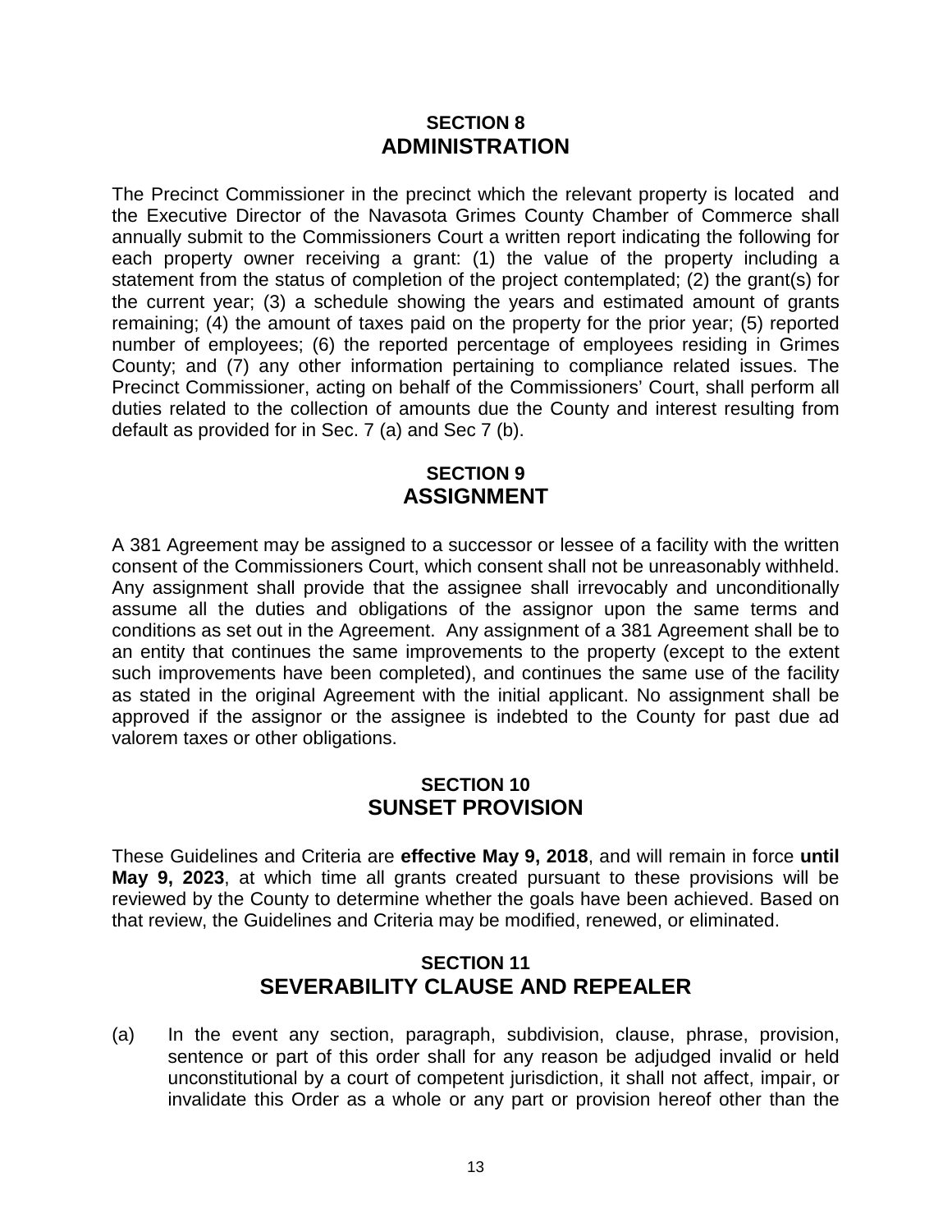## SECTION 8
## ADMINISTRATION

The Precinct Commissioner in the precinct which the relevant property is located and the Executive Director of the Navasota Grimes County Chamber of Commerce shall annually submit to the Commissioners Court a written report indicating the following for each property owner receiving a grant: (1) the value of the property including a statement from the status of completion of the project contemplated; (2) the grant(s) for the current year; (3) a schedule showing the years and estimated amount of grants remaining; (4) the amount of taxes paid on the property for the prior year; (5) reported number of employees; (6) the reported percentage of employees residing in Grimes County; and (7) any other information pertaining to compliance related issues. The Precinct Commissioner, acting on behalf of the Commissioners' Court, shall perform all duties related to the collection of amounts due the County and interest resulting from default as provided for in Sec. 7 (a) and Sec 7 (b).

## SECTION 9
## ASSIGNMENT

A 381 Agreement may be assigned to a successor or lessee of a facility with the written consent of the Commissioners Court, which consent shall not be unreasonably withheld. Any assignment shall provide that the assignee shall irrevocably and unconditionally assume all the duties and obligations of the assignor upon the same terms and conditions as set out in the Agreement. Any assignment of a 381 Agreement shall be to an entity that continues the same improvements to the property (except to the extent such improvements have been completed), and continues the same use of the facility as stated in the original Agreement with the initial applicant. No assignment shall be approved if the assignor or the assignee is indebted to the County for past due ad valorem taxes or other obligations.

## SECTION 10
## SUNSET PROVISION

These Guidelines and Criteria are **effective May 9, 2018**, and will remain in force **until May 9, 2023**, at which time all grants created pursuant to these provisions will be reviewed by the County to determine whether the goals have been achieved. Based on that review, the Guidelines and Criteria may be modified, renewed, or eliminated.

## SECTION 11
## SEVERABILITY CLAUSE AND REPEALER

(a) In the event any section, paragraph, subdivision, clause, phrase, provision, sentence or part of this order shall for any reason be adjudged invalid or held unconstitutional by a court of competent jurisdiction, it shall not affect, impair, or invalidate this Order as a whole or any part or provision hereof other than the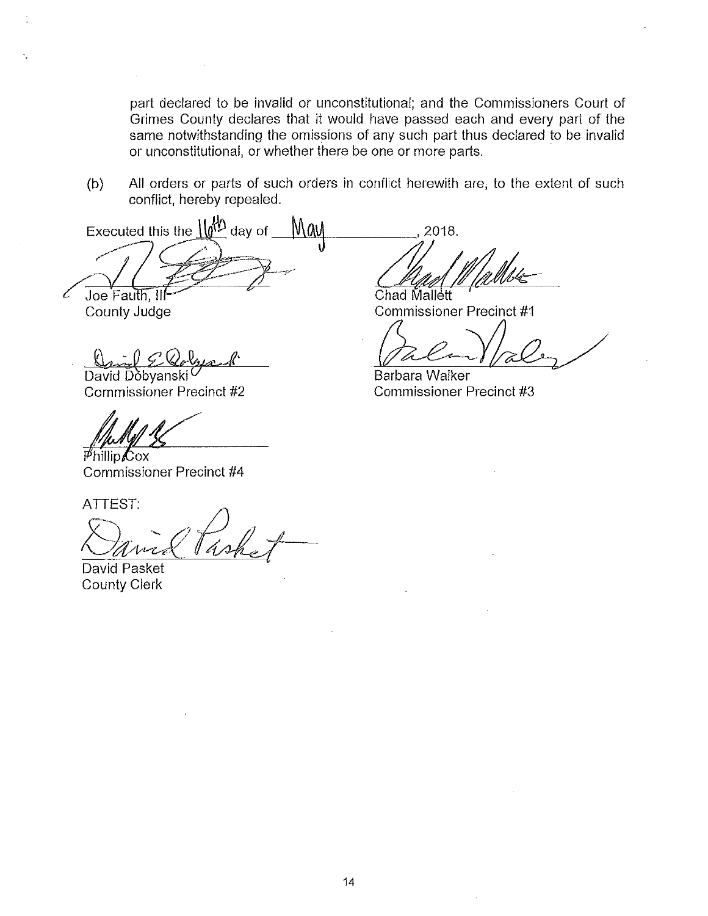part declared to be invalid or unconstitutional; and the Commissioners Court of Grimes County declares that it would have passed each and every part of the same notwithstanding the omissions of any such part thus declared to be invalid or unconstitutional, or whether there be one or more parts.

(b) All orders or parts of such orders in conflict herewith are, to the extent of such conflict, hereby repealed.

Executed this the 16th day of May, 2018.

Joe Fauth, III
County Judge

Chad Mallett
Commissioner Precinct #1

David Dobyanski
Commissioner Precinct #2

Barbara Walker
Commissioner Precinct #3

Phillip Cox
Commissioner Precinct #4

ATTEST:

David Pasket
County Clerk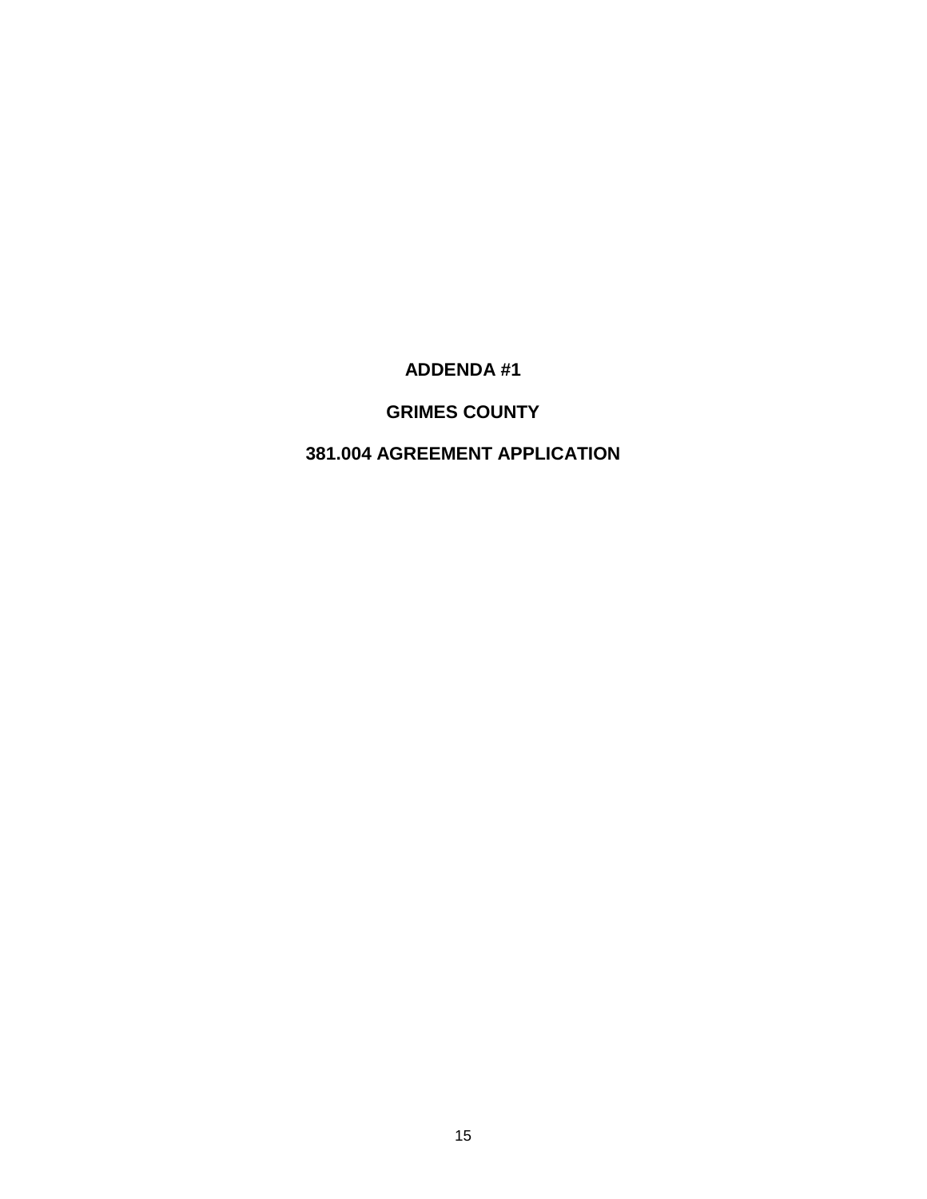# ADDENDA #1

# GRIMES COUNTY

# 381.004 AGREEMENT APPLICATION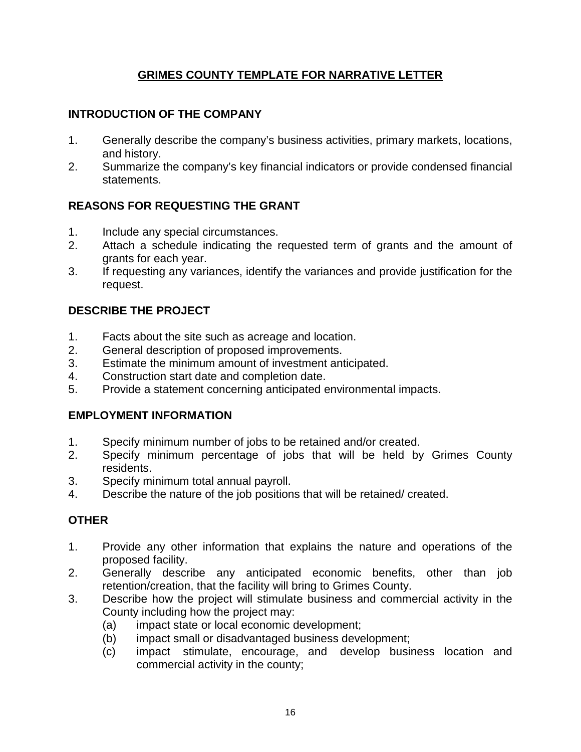# GRIMES COUNTY TEMPLATE FOR NARRATIVE LETTER

## INTRODUCTION OF THE COMPANY

1. Generally describe the company's business activities, primary markets, locations, and history.
2. Summarize the company's key financial indicators or provide condensed financial statements.

## REASONS FOR REQUESTING THE GRANT

1. Include any special circumstances.
2. Attach a schedule indicating the requested term of grants and the amount of grants for each year.
3. If requesting any variances, identify the variances and provide justification for the request.

## DESCRIBE THE PROJECT

1. Facts about the site such as acreage and location.
2. General description of proposed improvements.
3. Estimate the minimum amount of investment anticipated.
4. Construction start date and completion date.
5. Provide a statement concerning anticipated environmental impacts.

## EMPLOYMENT INFORMATION

1. Specify minimum number of jobs to be retained and/or created.
2. Specify minimum percentage of jobs that will be held by Grimes County residents.
3. Specify minimum total annual payroll.
4. Describe the nature of the job positions that will be retained/ created.

## OTHER

1. Provide any other information that explains the nature and operations of the proposed facility.
2. Generally describe any anticipated economic benefits, other than job retention/creation, that the facility will bring to Grimes County.
3. Describe how the project will stimulate business and commercial activity in the County including how the project may:
   - (a) impact state or local economic development;
   - (b) impact small or disadvantaged business development;
   - (c) impact stimulate, encourage, and develop business location and commercial activity in the county;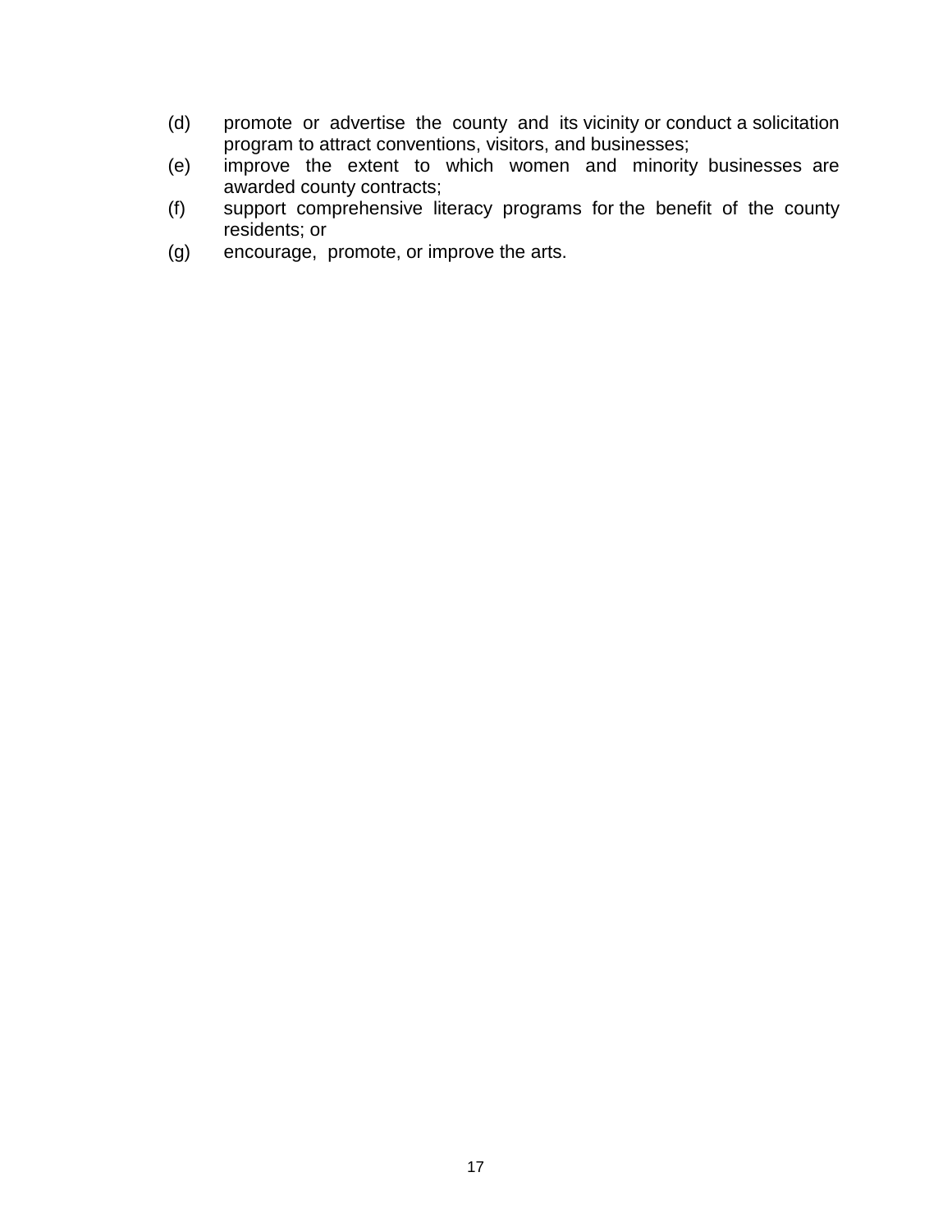(d) promote or advertise the county and its vicinity or conduct a solicitation program to attract conventions, visitors, and businesses;

(e) improve the extent to which women and minority businesses are awarded county contracts;

(f) support comprehensive literacy programs for the benefit of the county residents; or

(g) encourage, promote, or improve the arts.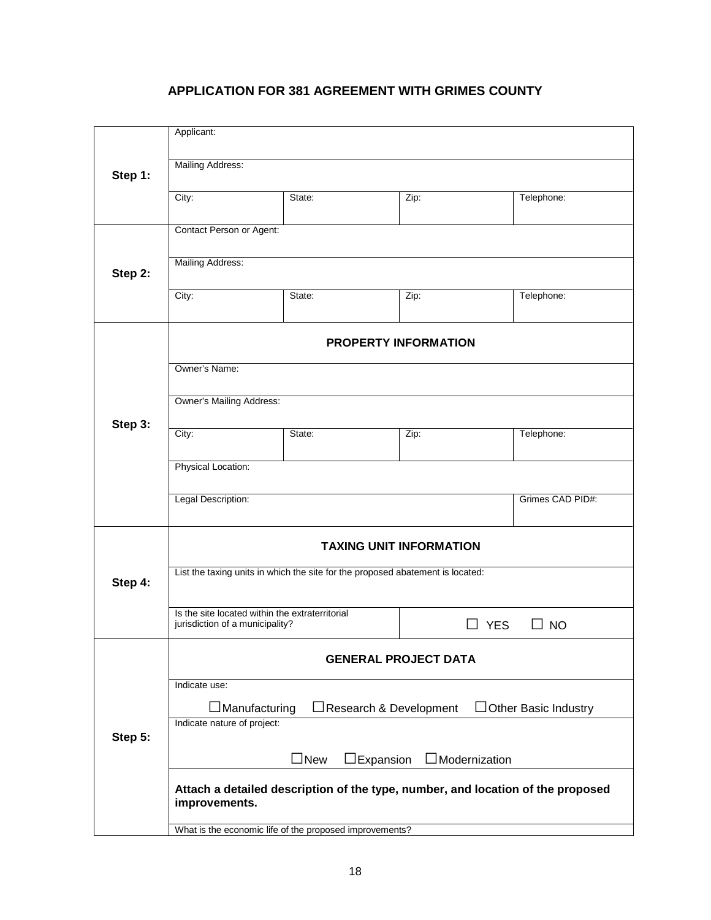# APPLICATION FOR 381 AGREEMENT WITH GRIMES COUNTY

| | | | | |
|---|---|---|---|---|
| **Step 1:** | Applicant: | | | |
| | Mailing Address: | | | |
| | City: | State: | Zip: | Telephone: |
| **Step 2:** | Contact Person or Agent: | | | |
| | Mailing Address: | | | |
| | City: | State: | Zip: | Telephone: |
| **Step 3:** | **PROPERTY INFORMATION** | | | |
| | Owner's Name: | | | |
| | Owner's Mailing Address: | | | |
| | City: | State: | Zip: | Telephone: |
| | Physical Location: | | | |
| | Legal Description: | | | Grimes CAD PID#: |
| **Step 4:** | **TAXING UNIT INFORMATION** | | | |
| | List the taxing units in which the site for the proposed abatement is located: | | | |
| | Is the site located within the extraterritorial jurisdiction of a municipality? | | ☐ YES ☐ NO | |
| **Step 5:** | **GENERAL PROJECT DATA** | | | |
| | Indicate use: ☐ Manufacturing ☐ Research & Development ☐ Other Basic Industry | | | |
| | Indicate nature of project: ☐ New ☐ Expansion ☐ Modernization | | | |
| | **Attach a detailed description of the type, number, and location of the proposed improvements.** | | | |
| | What is the economic life of the proposed improvements? | | | |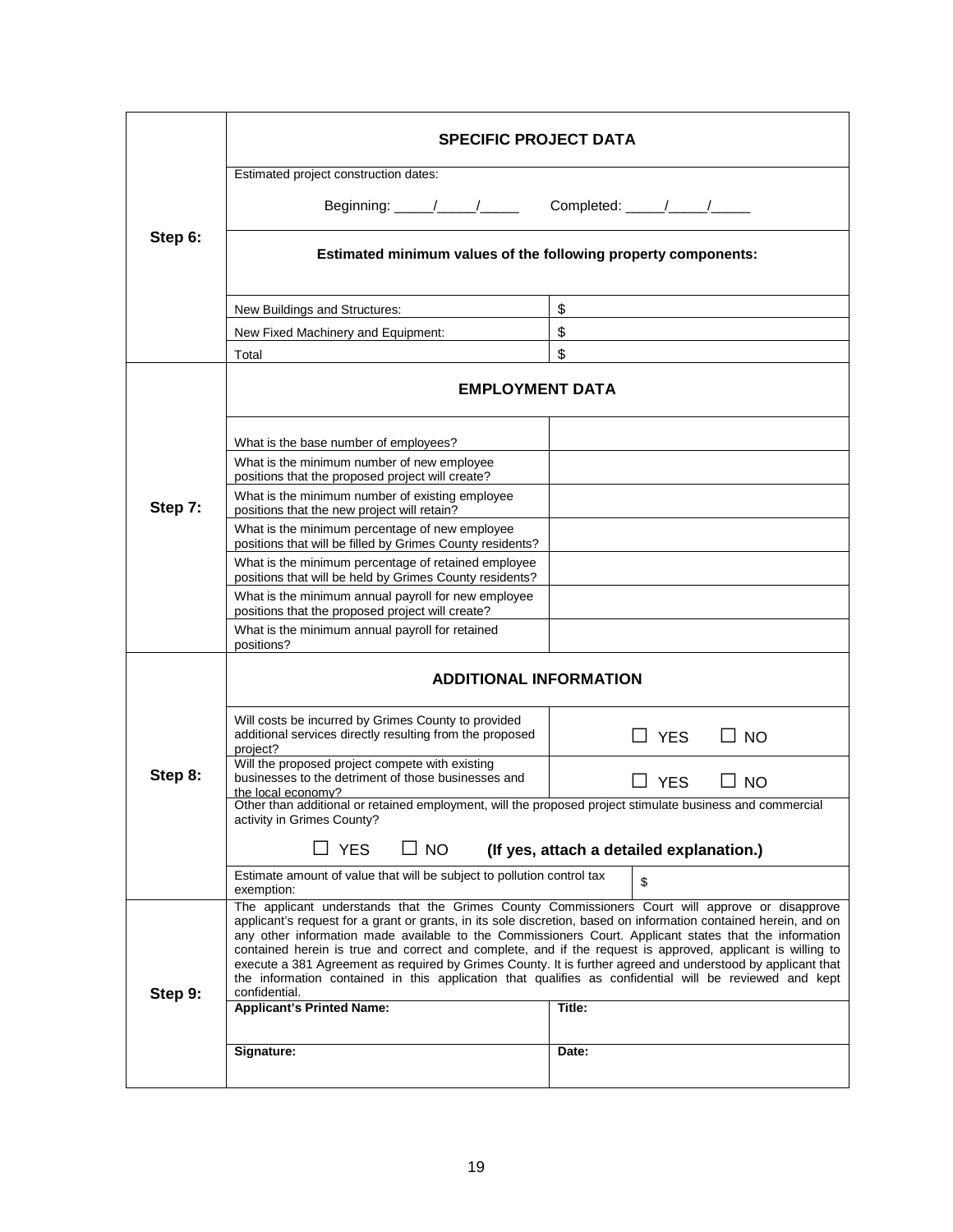| | **SPECIFIC PROJECT DATA** | |
|---|---|---|
| **Step 6:** | Estimated project construction dates:<br><br>Beginning: _____/_____/_____ Completed: _____/_____/_____ | |
| | **Estimated minimum values of the following property components:** | |
| | New Buildings and Structures: | $ |
| | New Fixed Machinery and Equipment: | $ |
| | Total | $ |
| | **EMPLOYMENT DATA** | |
| **Step 7:** | What is the base number of employees? | |
| | What is the minimum number of new employee positions that the proposed project will create? | |
| | What is the minimum number of existing employee positions that the new project will retain? | |
| | What is the minimum percentage of new employee positions that will be filled by Grimes County residents? | |
| | What is the minimum percentage of retained employee positions that will be held by Grimes County residents? | |
| | What is the minimum annual payroll for new employee positions that the proposed project will create? | |
| | What is the minimum annual payroll for retained positions? | |
| | **ADDITIONAL INFORMATION** | |
| **Step 8:** | Will costs be incurred by Grimes County to provided additional services directly resulting from the proposed project? | ☐ YES ☐ NO |
| | Will the proposed project compete with existing businesses to the detriment of those businesses and the local economy? | ☐ YES ☐ NO |
| | Other than additional or retained employment, will the proposed project stimulate business and commercial activity in Grimes County?<br><br>☐ YES ☐ NO **(If yes, attach a detailed explanation.)** | |
| | Estimate amount of value that will be subject to pollution control tax exemption: | $ |
| **Step 9:** | The applicant understands that the Grimes County Commissioners Court will approve or disapprove applicant's request for a grant or grants, in its sole discretion, based on information contained herein, and on any other information made available to the Commissioners Court. Applicant states that the information contained herein is true and correct and complete, and if the request is approved, applicant is willing to execute a 381 Agreement as required by Grimes County. It is further agreed and understood by applicant that the information contained in this application that qualifies as confidential will be reviewed and kept confidential. | |
| | **Applicant's Printed Name:** | **Title:** |
| | **Signature:** | **Date:** |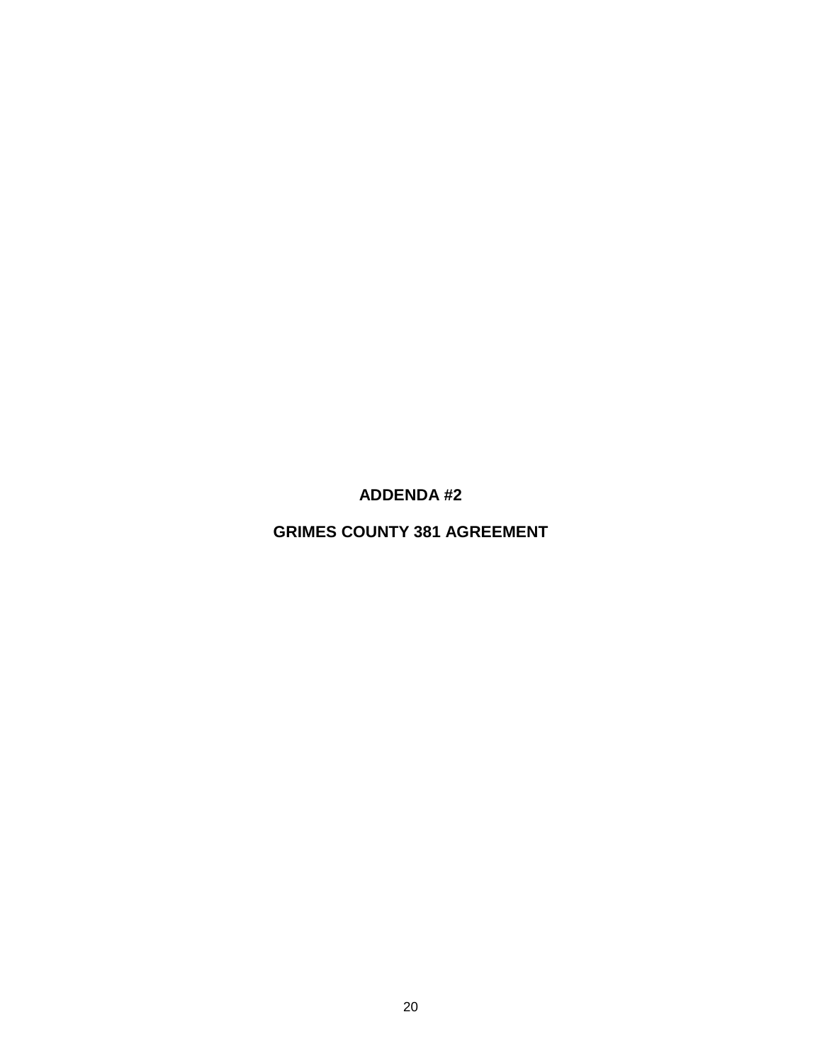**ADDENDA #2**

**GRIMES COUNTY 381 AGREEMENT**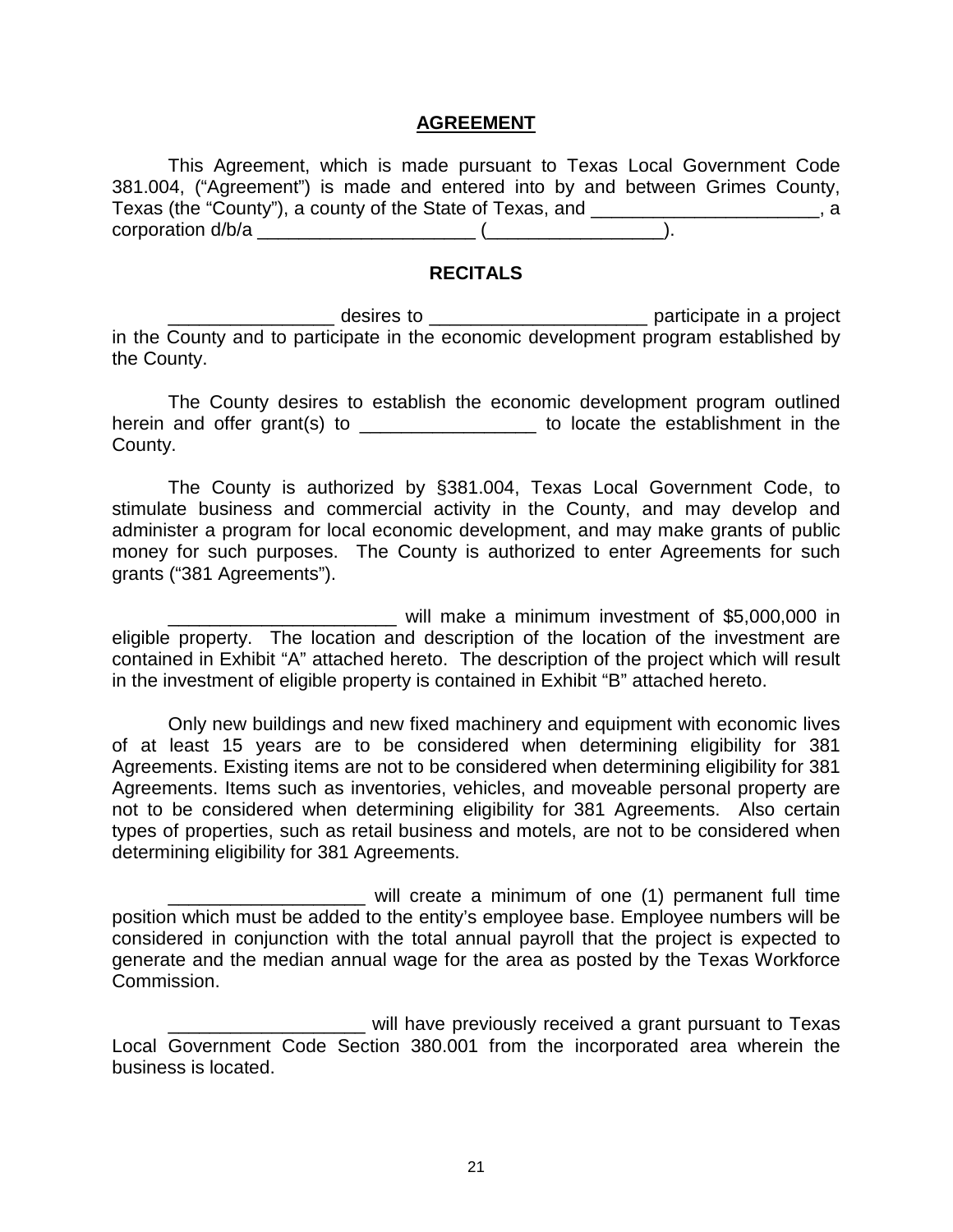**AGREEMENT**

This Agreement, which is made pursuant to Texas Local Government Code 381.004, ("Agreement") is made and entered into by and between Grimes County, Texas (the "County"), a county of the State of Texas, and ______________________, a corporation d/b/a _____________________ (_________________).

**RECITALS**

________________ desires to _____________________ participate in a project in the County and to participate in the economic development program established by the County.

The County desires to establish the economic development program outlined herein and offer grant(s) to _________________ to locate the establishment in the County.

The County is authorized by §381.004, Texas Local Government Code, to stimulate business and commercial activity in the County, and may develop and administer a program for local economic development, and may make grants of public money for such purposes. The County is authorized to enter Agreements for such grants ("381 Agreements").

______________________ will make a minimum investment of $5,000,000 in eligible property. The location and description of the location of the investment are contained in Exhibit "A" attached hereto. The description of the project which will result in the investment of eligible property is contained in Exhibit "B" attached hereto.

Only new buildings and new fixed machinery and equipment with economic lives of at least 15 years are to be considered when determining eligibility for 381 Agreements. Existing items are not to be considered when determining eligibility for 381 Agreements. Items such as inventories, vehicles, and moveable personal property are not to be considered when determining eligibility for 381 Agreements. Also certain types of properties, such as retail business and motels, are not to be considered when determining eligibility for 381 Agreements.

___________________ will create a minimum of one (1) permanent full time position which must be added to the entity's employee base. Employee numbers will be considered in conjunction with the total annual payroll that the project is expected to generate and the median annual wage for the area as posted by the Texas Workforce Commission.

___________________ will have previously received a grant pursuant to Texas Local Government Code Section 380.001 from the incorporated area wherein the business is located.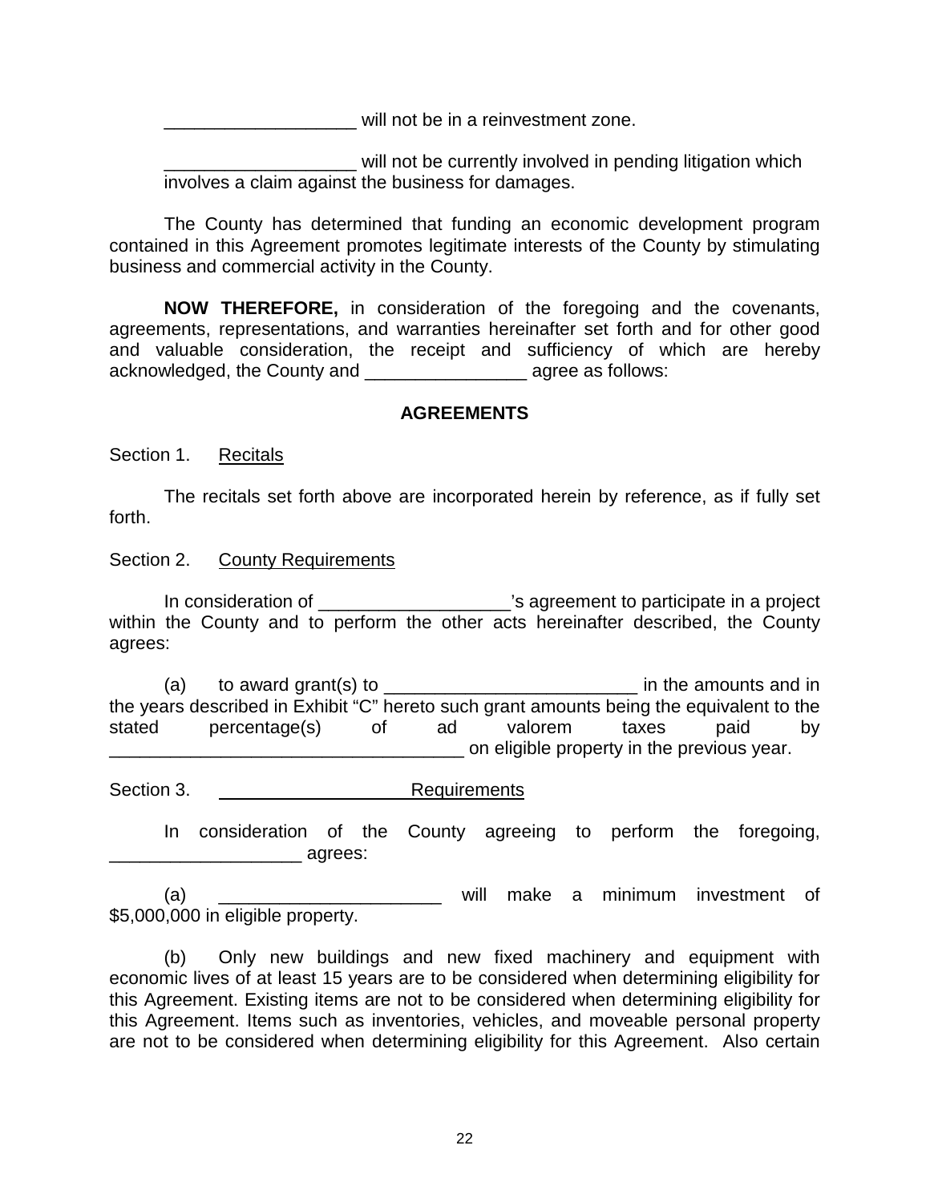___________________ will not be in a reinvestment zone.

___________________ will not be currently involved in pending litigation which involves a claim against the business for damages.

The County has determined that funding an economic development program contained in this Agreement promotes legitimate interests of the County by stimulating business and commercial activity in the County.

**NOW THEREFORE,** in consideration of the foregoing and the covenants, agreements, representations, and warranties hereinafter set forth and for other good and valuable consideration, the receipt and sufficiency of which are hereby acknowledged, the County and ________________ agree as follows:

**AGREEMENTS**

Section 1. Recitals

The recitals set forth above are incorporated herein by reference, as if fully set forth.

Section 2. County Requirements

In consideration of ___________________'s agreement to participate in a project within the County and to perform the other acts hereinafter described, the County agrees:

(a) to award grant(s) to _________________________ in the amounts and in the years described in Exhibit "C" hereto such grant amounts being the equivalent to the stated percentage(s) of ad valorem taxes paid by ___________________________________ on eligible property in the previous year.

Section 3. ___________________ Requirements

In consideration of the County agreeing to perform the foregoing, ___________________ agrees:

(a) ______________________ will make a minimum investment of $5,000,000 in eligible property.

(b) Only new buildings and new fixed machinery and equipment with economic lives of at least 15 years are to be considered when determining eligibility for this Agreement. Existing items are not to be considered when determining eligibility for this Agreement. Items such as inventories, vehicles, and moveable personal property are not to be considered when determining eligibility for this Agreement. Also certain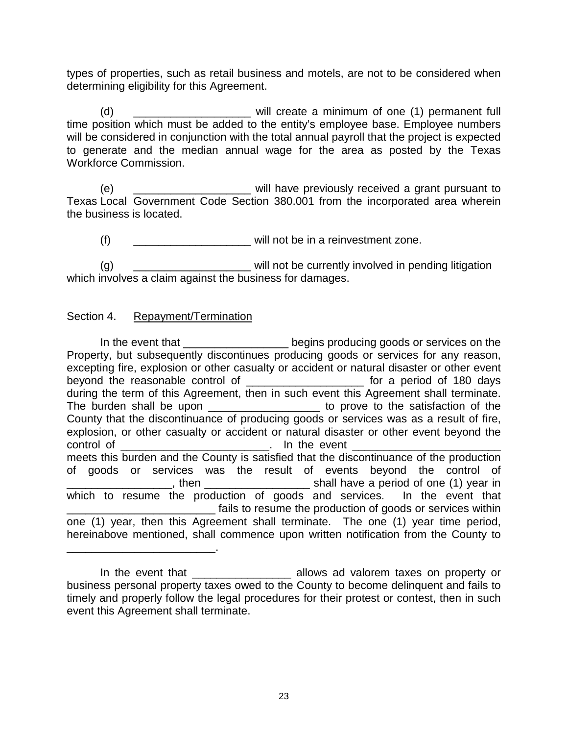types of properties, such as retail business and motels, are not to be considered when determining eligibility for this Agreement.

(d) ___________________ will create a minimum of one (1) permanent full time position which must be added to the entity's employee base. Employee numbers will be considered in conjunction with the total annual payroll that the project is expected to generate and the median annual wage for the area as posted by the Texas Workforce Commission.

(e) ___________________ will have previously received a grant pursuant to Texas Local Government Code Section 380.001 from the incorporated area wherein the business is located.

(f) ___________________ will not be in a reinvestment zone.

(g) ___________________ will not be currently involved in pending litigation which involves a claim against the business for damages.

Section 4. Repayment/Termination

In the event that _________________ begins producing goods or services on the Property, but subsequently discontinues producing goods or services for any reason, excepting fire, explosion or other casualty or accident or natural disaster or other event beyond the reasonable control of ___________________ for a period of 180 days during the term of this Agreement, then in such event this Agreement shall terminate. The burden shall be upon __________________ to prove to the satisfaction of the County that the discontinuance of producing goods or services was as a result of fire, explosion, or other casualty or accident or natural disaster or other event beyond the control of ________________________. In the event ________________________ meets this burden and the County is satisfied that the discontinuance of the production of goods or services was the result of events beyond the control of _________________, then _________________ shall have a period of one (1) year in which to resume the production of goods and services. In the event that ________________________ fails to resume the production of goods or services within one (1) year, then this Agreement shall terminate. The one (1) year time period, hereinabove mentioned, shall commence upon written notification from the County to ________________________.

In the event that ________________ allows ad valorem taxes on property or business personal property taxes owed to the County to become delinquent and fails to timely and properly follow the legal procedures for their protest or contest, then in such event this Agreement shall terminate.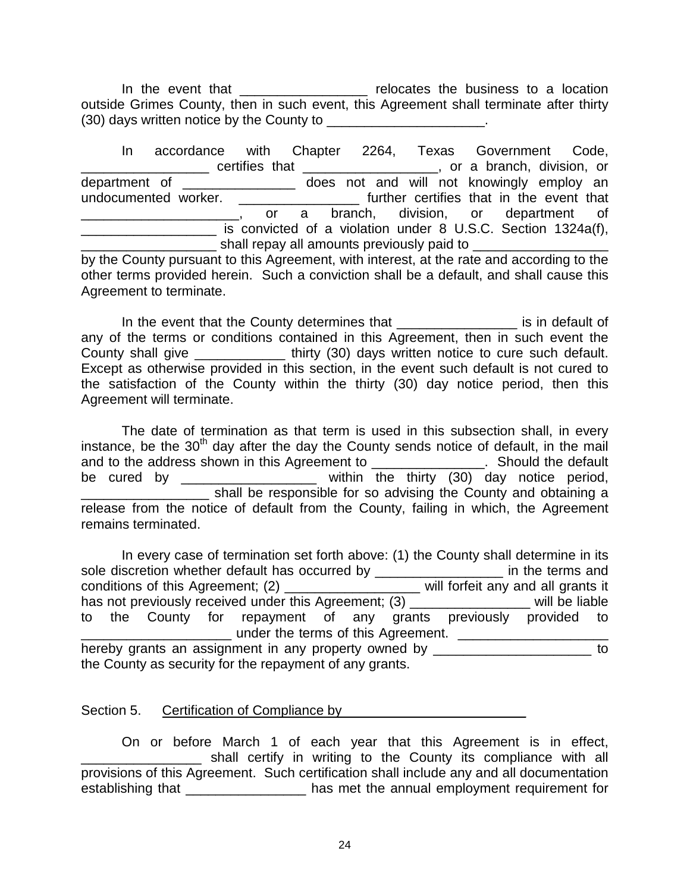In the event that _________________ relocates the business to a location outside Grimes County, then in such event, this Agreement shall terminate after thirty (30) days written notice by the County to _____________________.

In accordance with Chapter 2264, Texas Government Code, _________________ certifies that __________________, or a branch, division, or department of _______________ does not and will not knowingly employ an undocumented worker. ________________ further certifies that in the event that _____________________, or a branch, division, or department of __________________ is convicted of a violation under 8 U.S.C. Section 1324a(f), __________________ shall repay all amounts previously paid to __________________ by the County pursuant to this Agreement, with interest, at the rate and according to the other terms provided herein. Such a conviction shall be a default, and shall cause this Agreement to terminate.

In the event that the County determines that ________________ is in default of any of the terms or conditions contained in this Agreement, then in such event the County shall give ____________ thirty (30) days written notice to cure such default. Except as otherwise provided in this section, in the event such default is not cured to the satisfaction of the County within the thirty (30) day notice period, then this Agreement will terminate.

The date of termination as that term is used in this subsection shall, in every instance, be the 30th day after the day the County sends notice of default, in the mail and to the address shown in this Agreement to _______________. Should the default be cured by __________________ within the thirty (30) day notice period, _________________ shall be responsible for so advising the County and obtaining a release from the notice of default from the County, failing in which, the Agreement remains terminated.

In every case of termination set forth above: (1) the County shall determine in its sole discretion whether default has occurred by _________________ in the terms and conditions of this Agreement; (2) __________________ will forfeit any and all grants it has not previously received under this Agreement; (3) ________________ will be liable to the County for repayment of any grants previously provided to ____________________ under the terms of this Agreement. ____________________ hereby grants an assignment in any property owned by _____________________ to the County as security for the repayment of any grants.

Section 5. Certification of Compliance by ________________________

On or before March 1 of each year that this Agreement is in effect, ________________ shall certify in writing to the County its compliance with all provisions of this Agreement. Such certification shall include any and all documentation establishing that ________________ has met the annual employment requirement for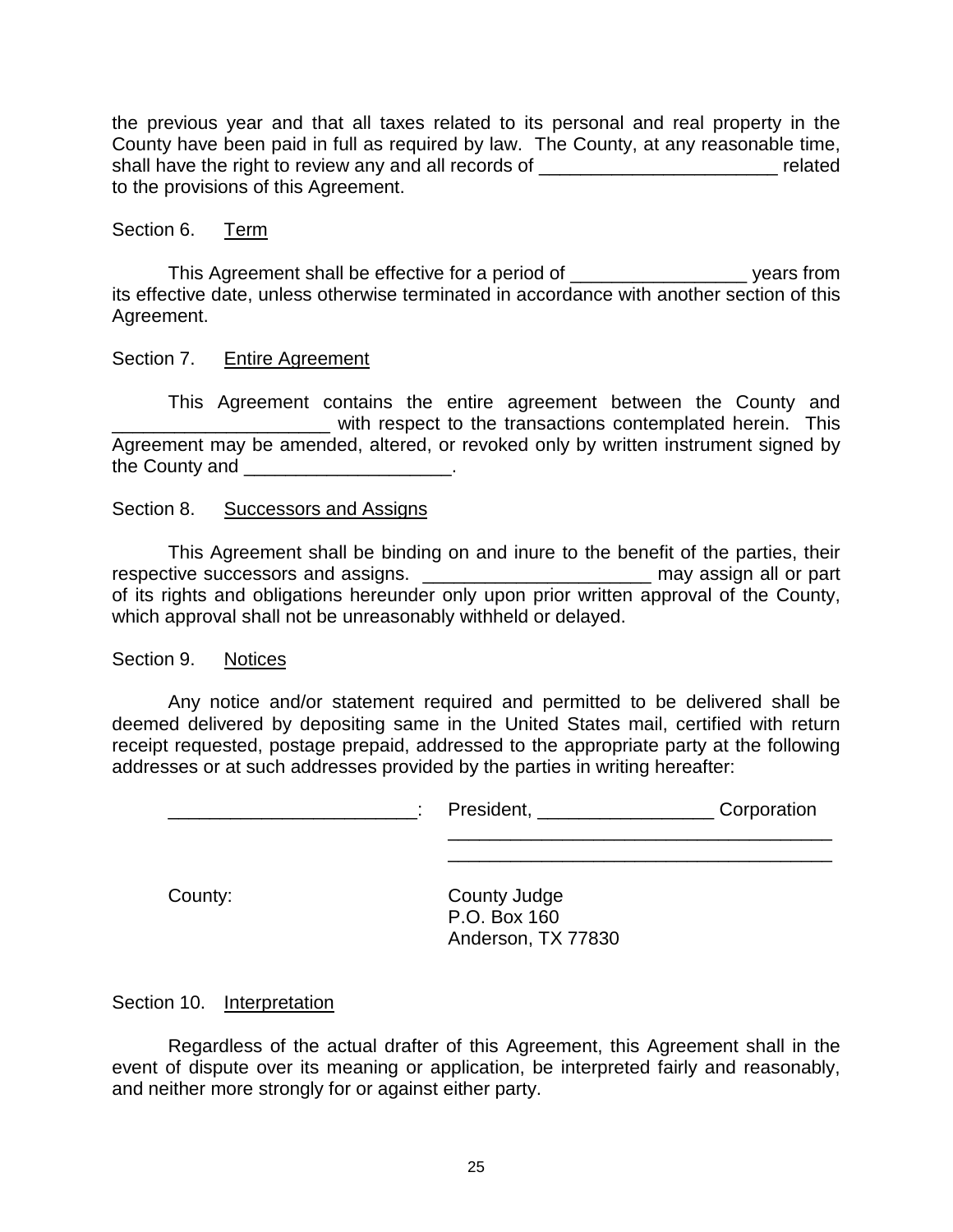the previous year and that all taxes related to its personal and real property in the County have been paid in full as required by law. The County, at any reasonable time, shall have the right to review any and all records of _______________________ related to the provisions of this Agreement.

Section 6. Term

This Agreement shall be effective for a period of _________________ years from its effective date, unless otherwise terminated in accordance with another section of this Agreement.

Section 7. Entire Agreement

This Agreement contains the entire agreement between the County and _____________________ with respect to the transactions contemplated herein. This Agreement may be amended, altered, or revoked only by written instrument signed by the County and ____________________.

Section 8. Successors and Assigns

This Agreement shall be binding on and inure to the benefit of the parties, their respective successors and assigns. ______________________ may assign all or part of its rights and obligations hereunder only upon prior written approval of the County, which approval shall not be unreasonably withheld or delayed.

Section 9. Notices

Any notice and/or statement required and permitted to be delivered shall be deemed delivered by depositing same in the United States mail, certified with return receipt requested, postage prepaid, addressed to the appropriate party at the following addresses or at such addresses provided by the parties in writing hereafter:

________________________: President, _________________ Corporation
_____________________________________
_____________________________________

County: County Judge
P.O. Box 160
Anderson, TX 77830

Section 10. Interpretation

Regardless of the actual drafter of this Agreement, this Agreement shall in the event of dispute over its meaning or application, be interpreted fairly and reasonably, and neither more strongly for or against either party.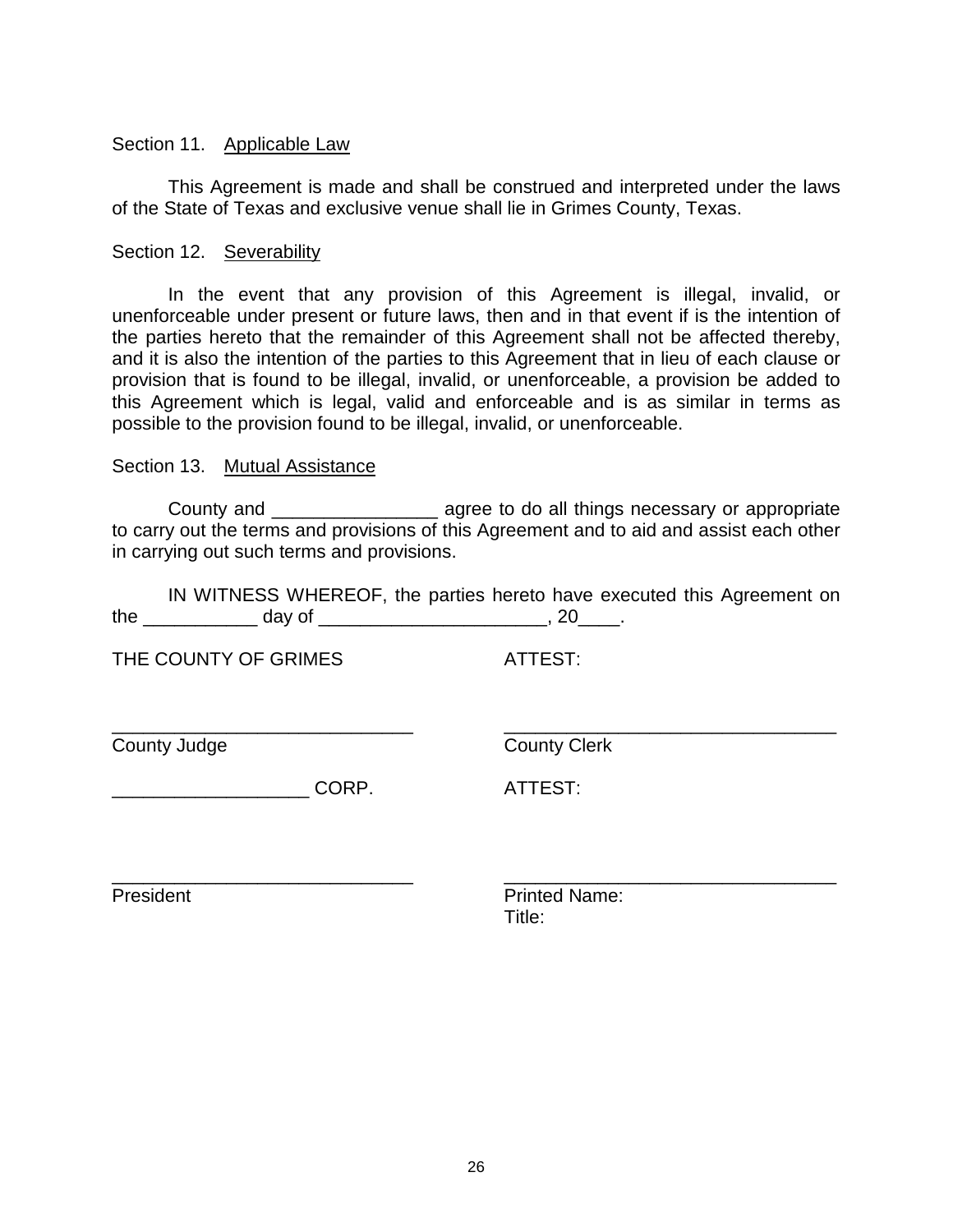Section 11. Applicable Law

This Agreement is made and shall be construed and interpreted under the laws of the State of Texas and exclusive venue shall lie in Grimes County, Texas.

Section 12. Severability

In the event that any provision of this Agreement is illegal, invalid, or unenforceable under present or future laws, then and in that event if is the intention of the parties hereto that the remainder of this Agreement shall not be affected thereby, and it is also the intention of the parties to this Agreement that in lieu of each clause or provision that is found to be illegal, invalid, or unenforceable, a provision be added to this Agreement which is legal, valid and enforceable and is as similar in terms as possible to the provision found to be illegal, invalid, or unenforceable.

Section 13. Mutual Assistance

County and ________________ agree to do all things necessary or appropriate to carry out the terms and provisions of this Agreement and to aid and assist each other in carrying out such terms and provisions.

IN WITNESS WHEREOF, the parties hereto have executed this Agreement on the ___________ day of ______________________, 20____.

THE COUNTY OF GRIMES

ATTEST:

_____________________________
County Judge

________________________________
County Clerk

___________________ CORP.

ATTEST:

_____________________________
President

________________________________
Printed Name:
Title: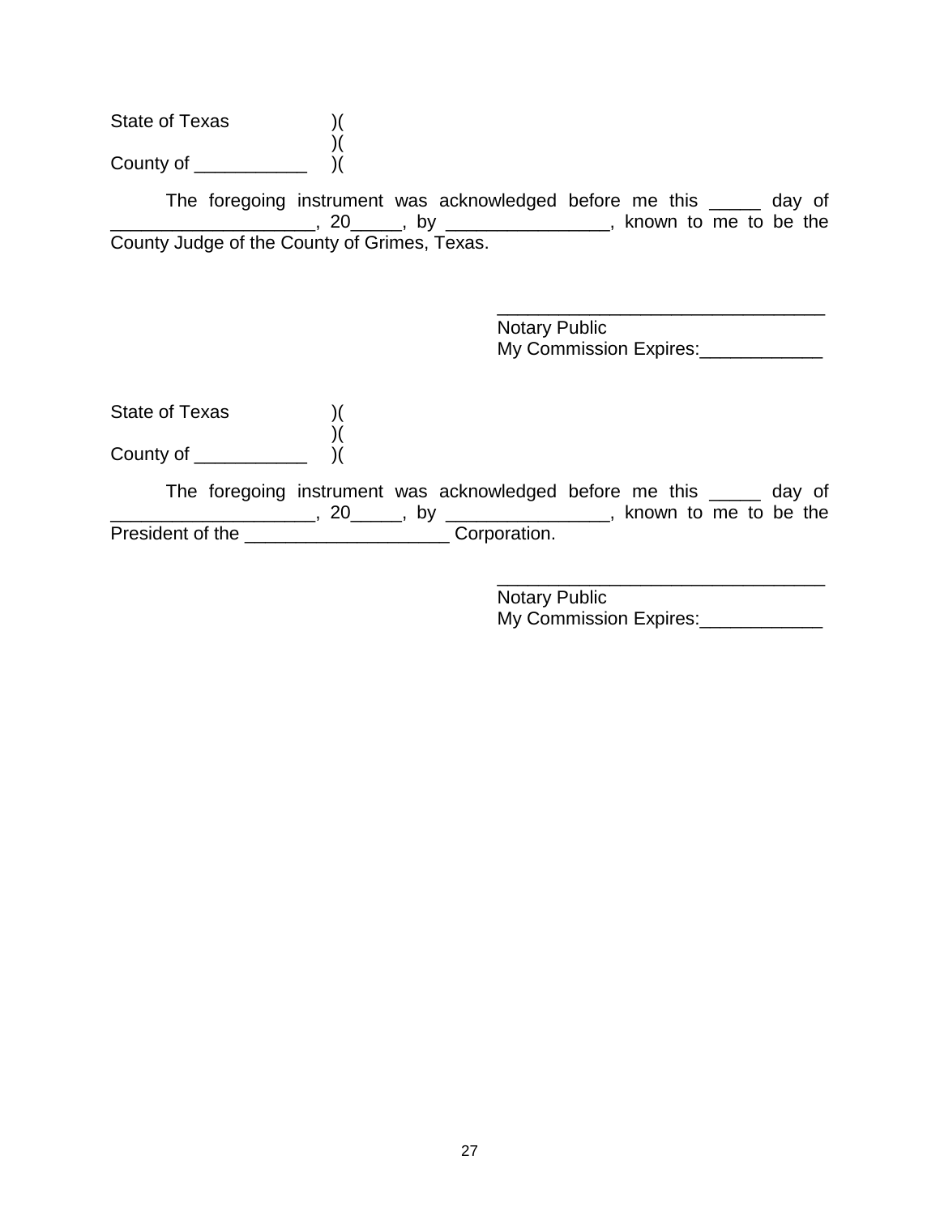State of Texas )(
)(
County of ___________ )(

The foregoing instrument was acknowledged before me this _____ day of ____________________, 20_____, by ________________, known to me to be the County Judge of the County of Grimes, Texas.

________________________________
Notary Public
My Commission Expires:____________

State of Texas )(
)(
County of ___________ )(

The foregoing instrument was acknowledged before me this _____ day of ____________________, 20_____, by ________________, known to me to be the President of the ____________________ Corporation.

________________________________
Notary Public
My Commission Expires:____________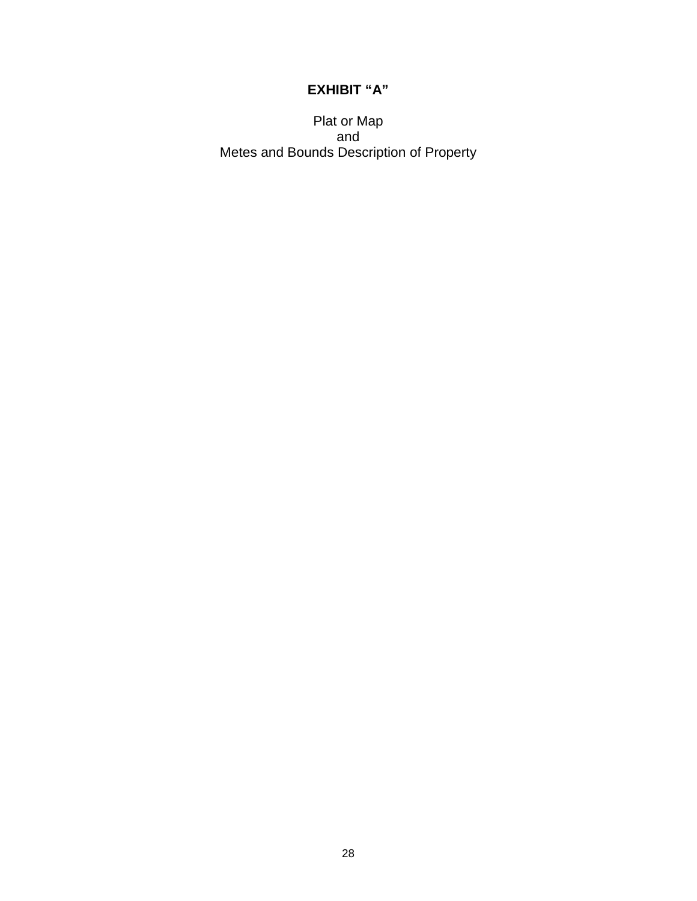# EXHIBIT “A”

Plat or Map
and
Metes and Bounds Description of Property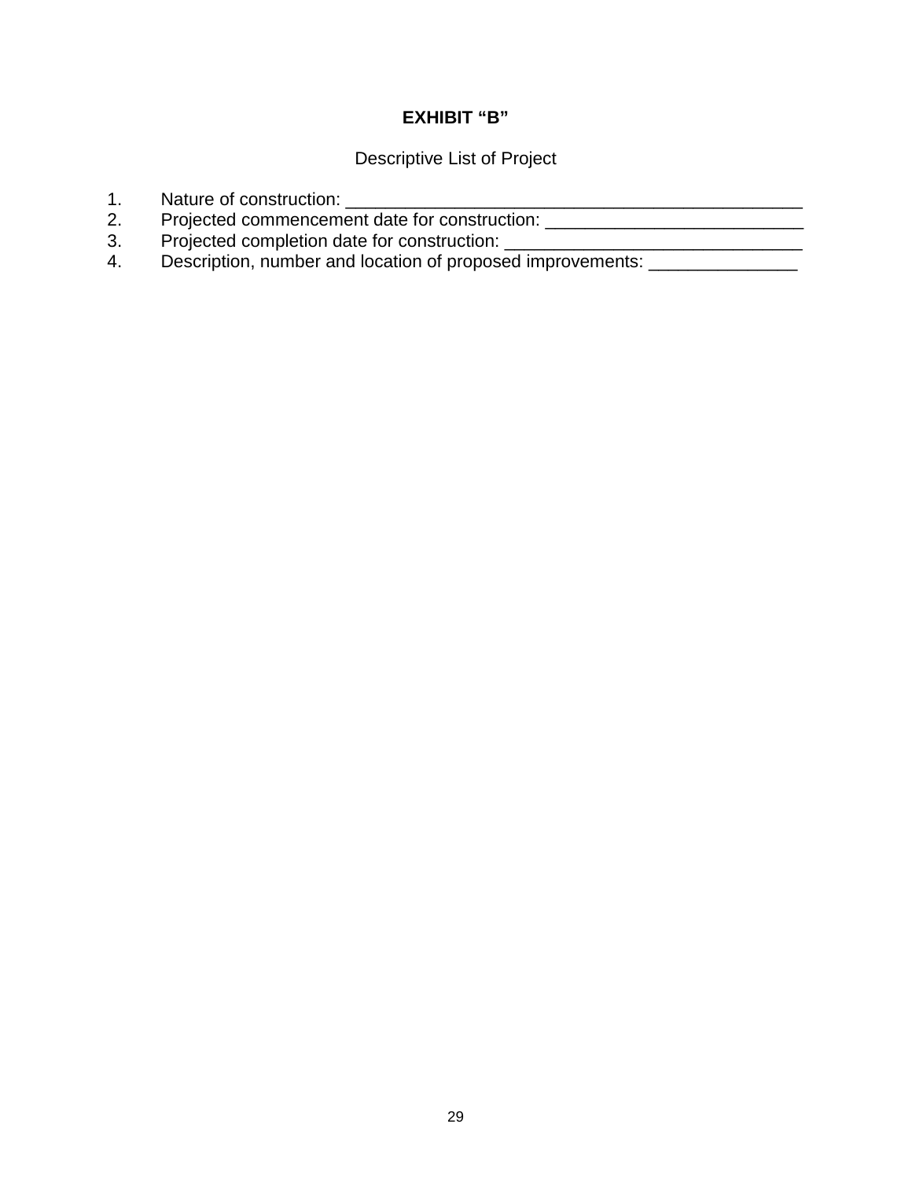**EXHIBIT "B"**

Descriptive List of Project

1. Nature of construction: ______________________________________________
2. Projected commencement date for construction: ___________________________
3. Projected completion date for construction: ______________________________
4. Description, number and location of proposed improvements: _______________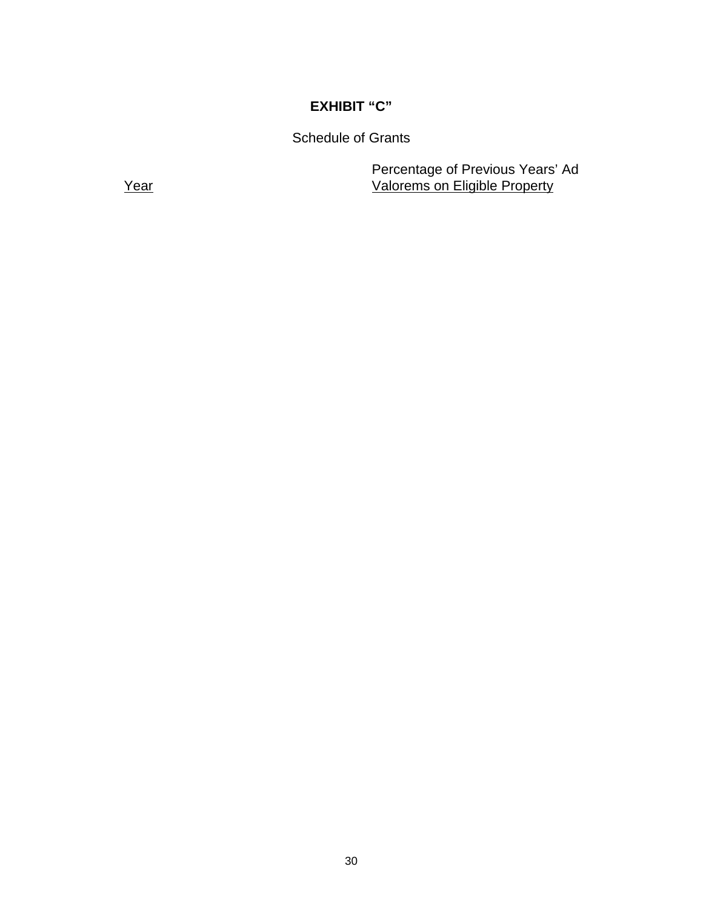# EXHIBIT "C"

Schedule of Grants

| Year | Percentage of Previous Years' Ad Valorems on Eligible Property |
| --- | --- |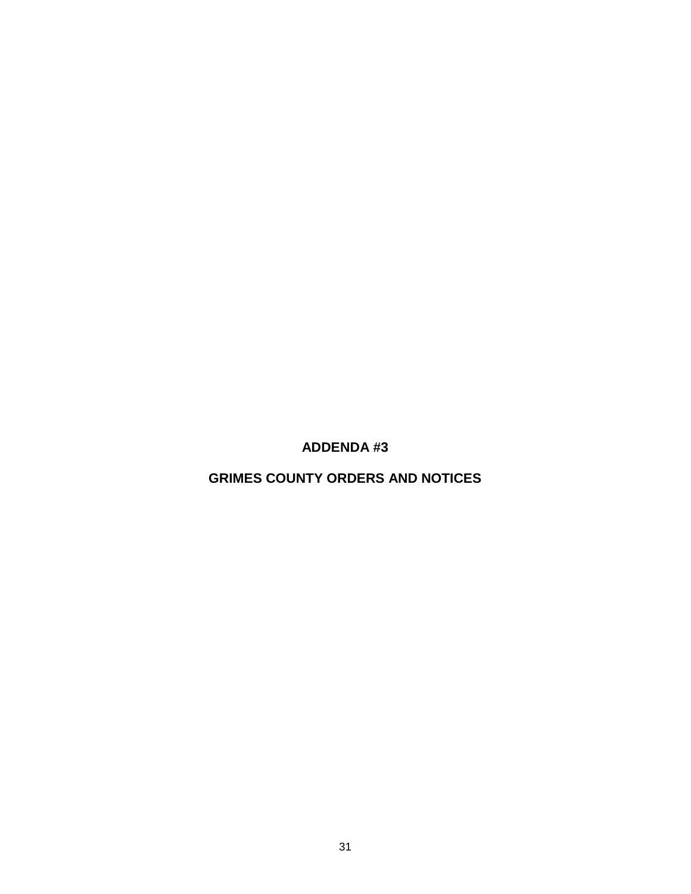# ADDENDA #3

## GRIMES COUNTY ORDERS AND NOTICES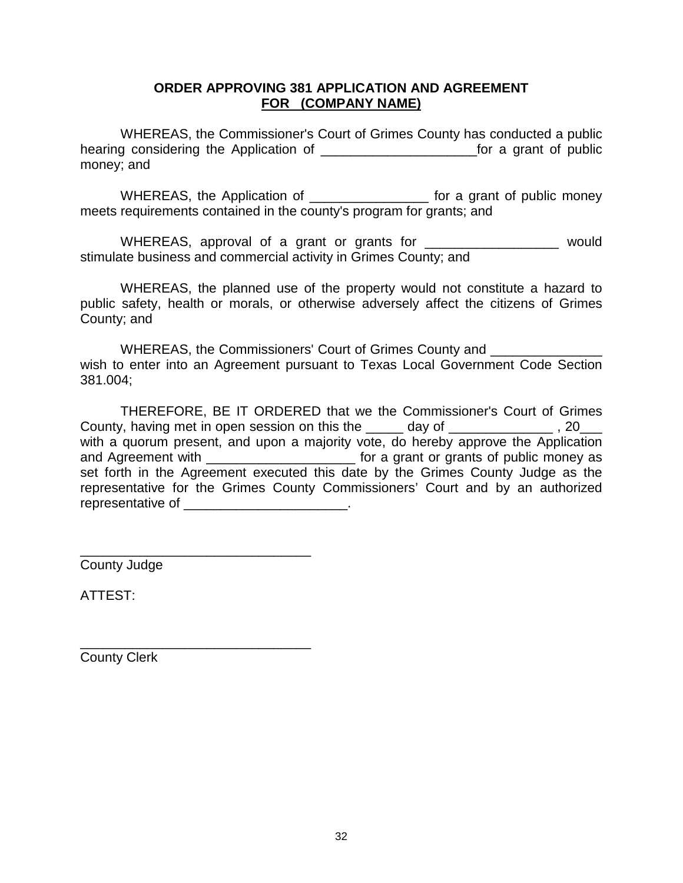**ORDER APPROVING 381 APPLICATION AND AGREEMENT**
**FOR (COMPANY NAME)**

WHEREAS, the Commissioner's Court of Grimes County has conducted a public hearing considering the Application of _____________________for a grant of public money; and

WHEREAS, the Application of ________________ for a grant of public money meets requirements contained in the county's program for grants; and

WHEREAS, approval of a grant or grants for __________________ would stimulate business and commercial activity in Grimes County; and

WHEREAS, the planned use of the property would not constitute a hazard to public safety, health or morals, or otherwise adversely affect the citizens of Grimes County; and

WHEREAS, the Commissioners' Court of Grimes County and _______________ wish to enter into an Agreement pursuant to Texas Local Government Code Section 381.004;

THEREFORE, BE IT ORDERED that we the Commissioner's Court of Grimes County, having met in open session on this the _____ day of ______________ , 20___ with a quorum present, and upon a majority vote, do hereby approve the Application and Agreement with ____________________ for a grant or grants of public money as set forth in the Agreement executed this date by the Grimes County Judge as the representative for the Grimes County Commissioners' Court and by an authorized representative of ______________________.

_______________________________
County Judge

ATTEST:

_______________________________
County Clerk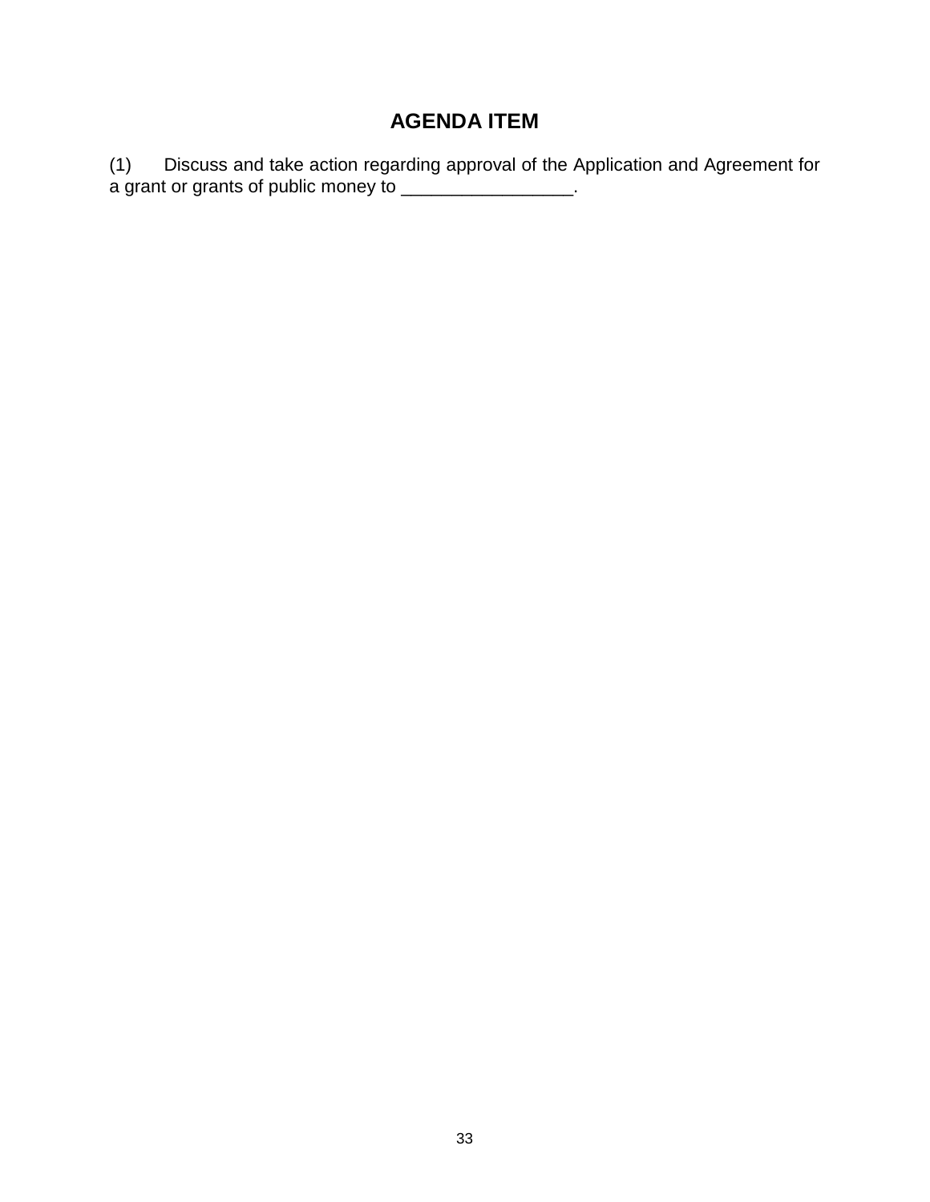# AGENDA ITEM

(1) Discuss and take action regarding approval of the Application and Agreement for a grant or grants of public money to _________________.